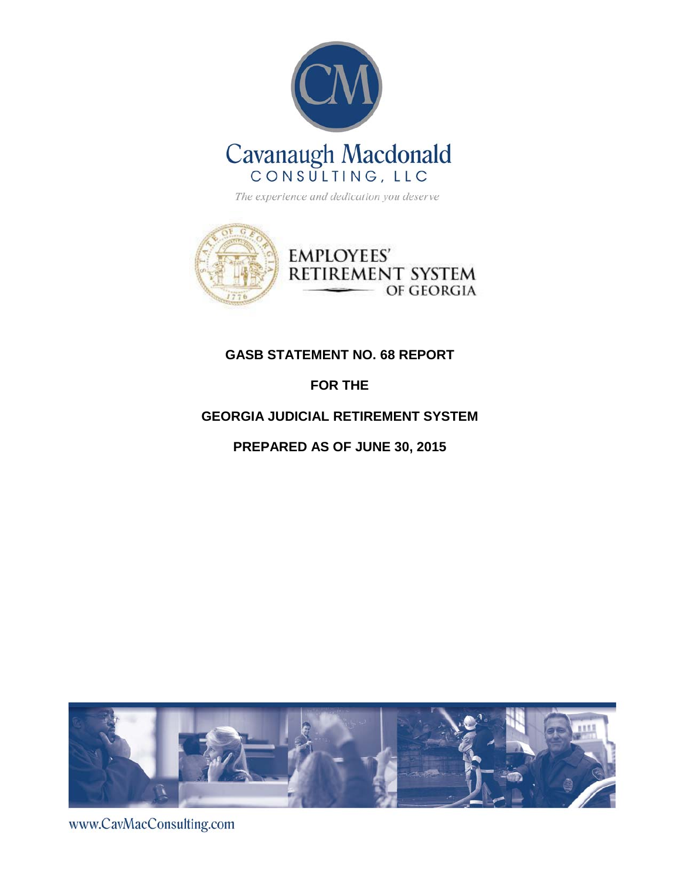Cavanaugh Macdonald
CONSULTING, LLC

*The experience and dedication you deserve*

EMPLOYEES' RETIREMENT SYSTEM OF GEORGIA

# GASB STATEMENT NO. 68 REPORT

# FOR THE

# GEORGIA JUDICIAL RETIREMENT SYSTEM

# PREPARED AS OF JUNE 30, 2015

www.CavMacConsulting.com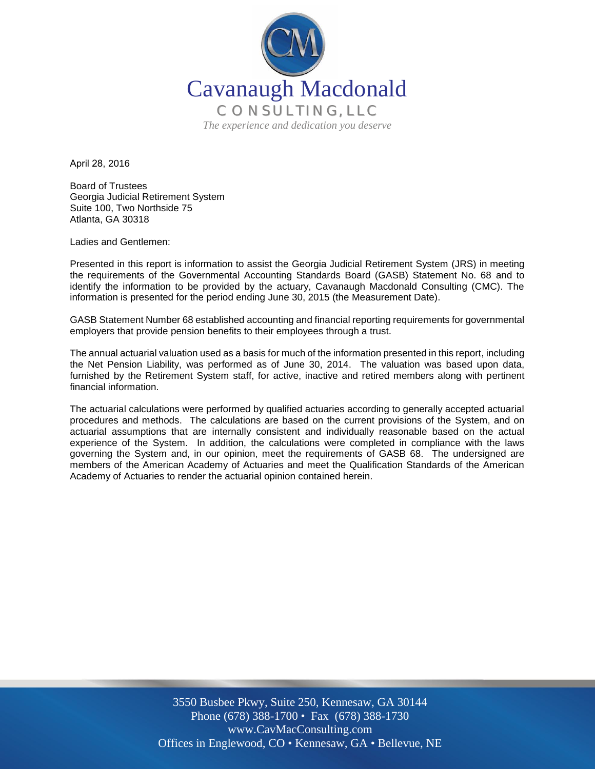Cavanaugh Macdonald

CONSULTING, LLC

*The experience and dedication you deserve*

April 28, 2016

Board of Trustees
Georgia Judicial Retirement System
Suite 100, Two Northside 75
Atlanta, GA 30318

Ladies and Gentlemen:

Presented in this report is information to assist the Georgia Judicial Retirement System (JRS) in meeting the requirements of the Governmental Accounting Standards Board (GASB) Statement No. 68 and to identify the information to be provided by the actuary, Cavanaugh Macdonald Consulting (CMC). The information is presented for the period ending June 30, 2015 (the Measurement Date).

GASB Statement Number 68 established accounting and financial reporting requirements for governmental employers that provide pension benefits to their employees through a trust.

The annual actuarial valuation used as a basis for much of the information presented in this report, including the Net Pension Liability, was performed as of June 30, 2014. The valuation was based upon data, furnished by the Retirement System staff, for active, inactive and retired members along with pertinent financial information.

The actuarial calculations were performed by qualified actuaries according to generally accepted actuarial procedures and methods. The calculations are based on the current provisions of the System, and on actuarial assumptions that are internally consistent and individually reasonable based on the actual experience of the System. In addition, the calculations were completed in compliance with the laws governing the System and, in our opinion, meet the requirements of GASB 68. The undersigned are members of the American Academy of Actuaries and meet the Qualification Standards of the American Academy of Actuaries to render the actuarial opinion contained herein.

3550 Busbee Pkwy, Suite 250, Kennesaw, GA 30144
Phone (678) 388-1700 • Fax (678) 388-1730
www.CavMacConsulting.com
Offices in Englewood, CO • Kennesaw, GA • Bellevue, NE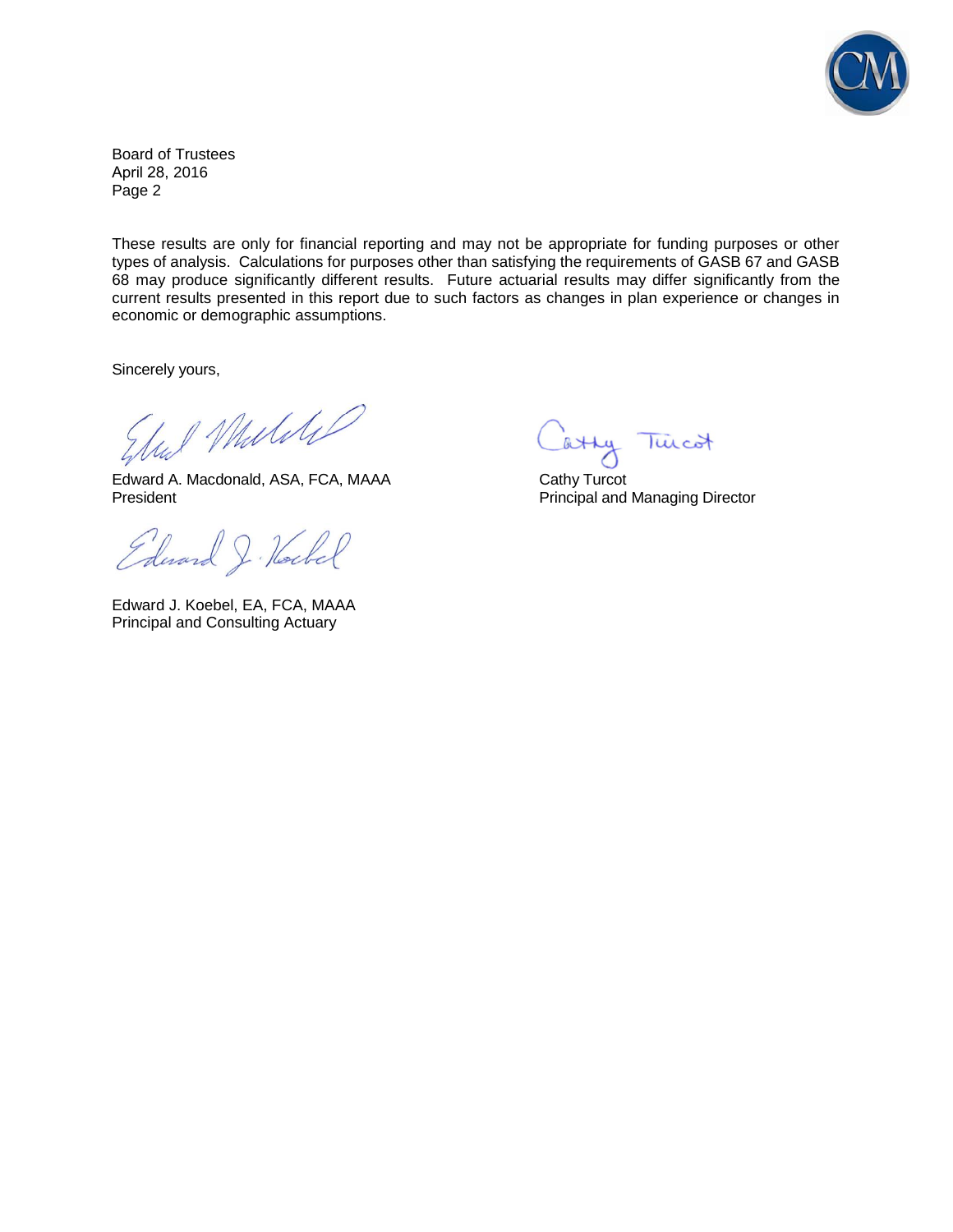Board of Trustees
April 28, 2016
Page 2

These results are only for financial reporting and may not be appropriate for funding purposes or other types of analysis. Calculations for purposes other than satisfying the requirements of GASB 67 and GASB 68 may produce significantly different results. Future actuarial results may differ significantly from the current results presented in this report due to such factors as changes in plan experience or changes in economic or demographic assumptions.

Sincerely yours,

Edward A. Macdonald, ASA, FCA, MAAA
President

Edward J. Koebel, EA, FCA, MAAA
Principal and Consulting Actuary

Cathy Turcot
Principal and Managing Director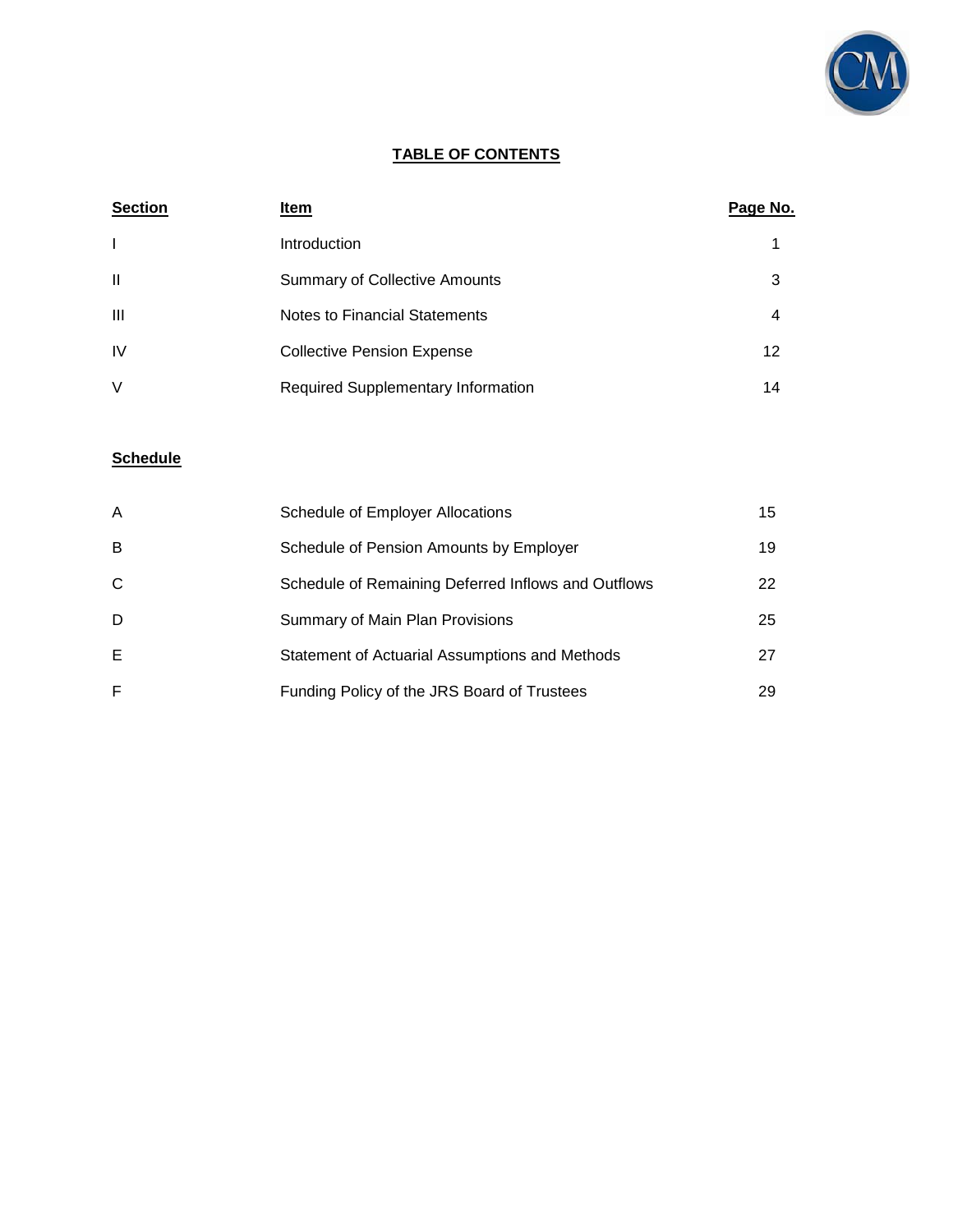# TABLE OF CONTENTS

| Section | Item | Page No. |
| --- | --- | --- |
| I | Introduction | 1 |
| II | Summary of Collective Amounts | 3 |
| III | Notes to Financial Statements | 4 |
| IV | Collective Pension Expense | 12 |
| V | Required Supplementary Information | 14 |

| Schedule | | |
| --- | --- | --- |
| A | Schedule of Employer Allocations | 15 |
| B | Schedule of Pension Amounts by Employer | 19 |
| C | Schedule of Remaining Deferred Inflows and Outflows | 22 |
| D | Summary of Main Plan Provisions | 25 |
| E | Statement of Actuarial Assumptions and Methods | 27 |
| F | Funding Policy of the JRS Board of Trustees | 29 |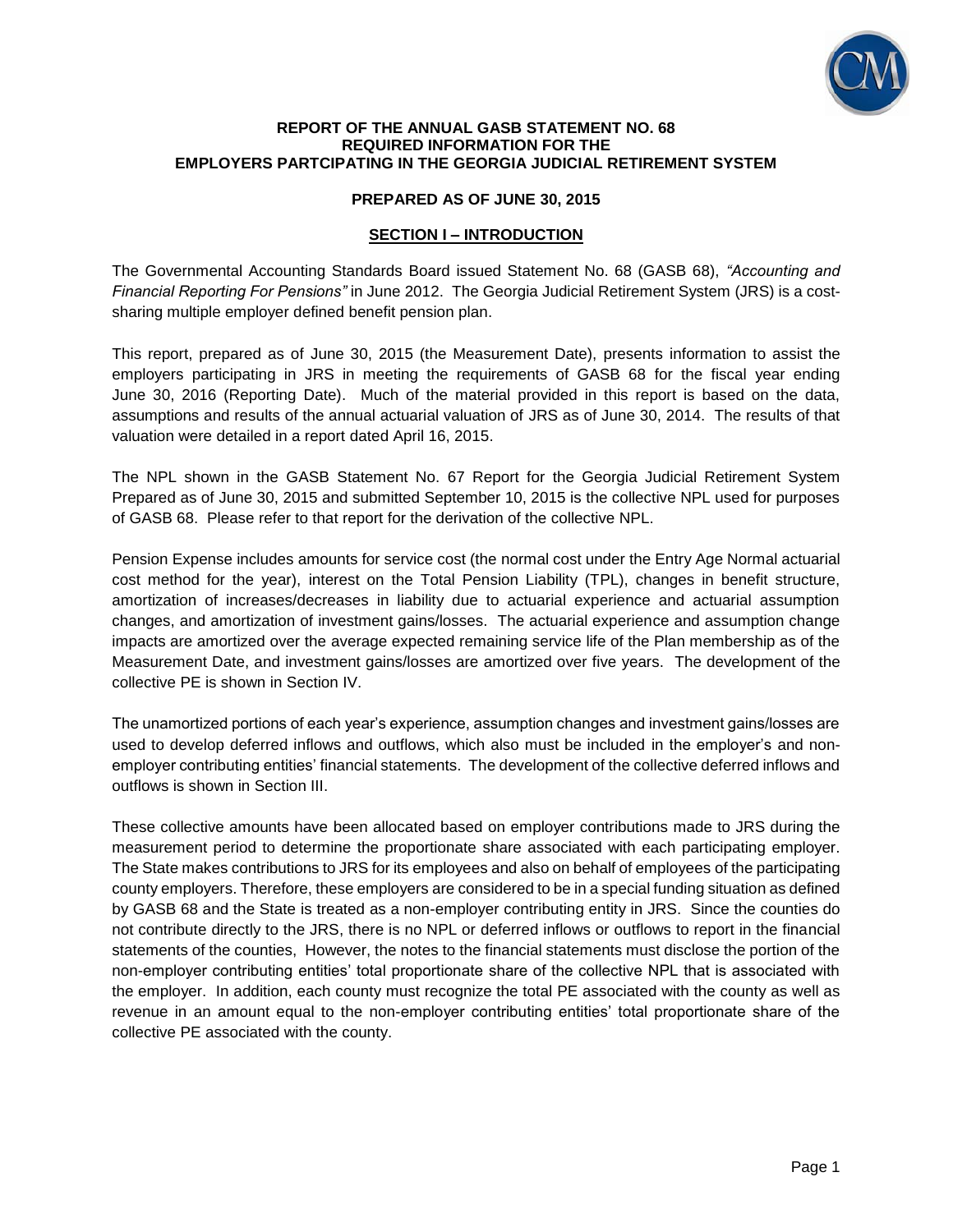**REPORT OF THE ANNUAL GASB STATEMENT NO. 68**
**REQUIRED INFORMATION FOR THE**
**EMPLOYERS PARTCIPATING IN THE GEORGIA JUDICIAL RETIREMENT SYSTEM**

**PREPARED AS OF JUNE 30, 2015**

## SECTION I – INTRODUCTION

The Governmental Accounting Standards Board issued Statement No. 68 (GASB 68), *"Accounting and Financial Reporting For Pensions"* in June 2012. The Georgia Judicial Retirement System (JRS) is a cost-sharing multiple employer defined benefit pension plan.

This report, prepared as of June 30, 2015 (the Measurement Date), presents information to assist the employers participating in JRS in meeting the requirements of GASB 68 for the fiscal year ending June 30, 2016 (Reporting Date). Much of the material provided in this report is based on the data, assumptions and results of the annual actuarial valuation of JRS as of June 30, 2014. The results of that valuation were detailed in a report dated April 16, 2015.

The NPL shown in the GASB Statement No. 67 Report for the Georgia Judicial Retirement System Prepared as of June 30, 2015 and submitted September 10, 2015 is the collective NPL used for purposes of GASB 68. Please refer to that report for the derivation of the collective NPL.

Pension Expense includes amounts for service cost (the normal cost under the Entry Age Normal actuarial cost method for the year), interest on the Total Pension Liability (TPL), changes in benefit structure, amortization of increases/decreases in liability due to actuarial experience and actuarial assumption changes, and amortization of investment gains/losses. The actuarial experience and assumption change impacts are amortized over the average expected remaining service life of the Plan membership as of the Measurement Date, and investment gains/losses are amortized over five years. The development of the collective PE is shown in Section IV.

The unamortized portions of each year's experience, assumption changes and investment gains/losses are used to develop deferred inflows and outflows, which also must be included in the employer's and non-employer contributing entities' financial statements. The development of the collective deferred inflows and outflows is shown in Section III.

These collective amounts have been allocated based on employer contributions made to JRS during the measurement period to determine the proportionate share associated with each participating employer. The State makes contributions to JRS for its employees and also on behalf of employees of the participating county employers. Therefore, these employers are considered to be in a special funding situation as defined by GASB 68 and the State is treated as a non-employer contributing entity in JRS. Since the counties do not contribute directly to the JRS, there is no NPL or deferred inflows or outflows to report in the financial statements of the counties, However, the notes to the financial statements must disclose the portion of the non-employer contributing entities' total proportionate share of the collective NPL that is associated with the employer. In addition, each county must recognize the total PE associated with the county as well as revenue in an amount equal to the non-employer contributing entities' total proportionate share of the collective PE associated with the county.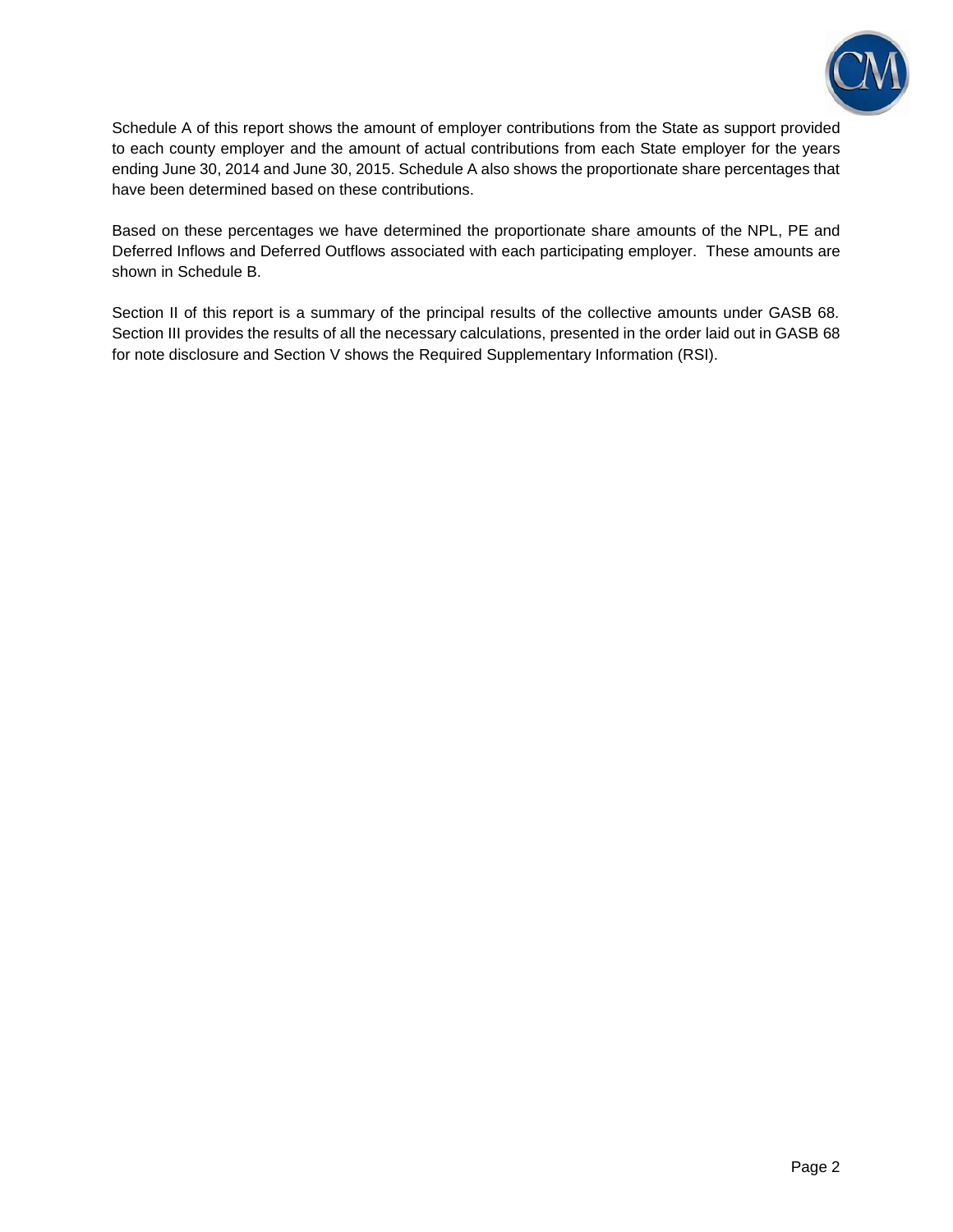Schedule A of this report shows the amount of employer contributions from the State as support provided to each county employer and the amount of actual contributions from each State employer for the years ending June 30, 2014 and June 30, 2015. Schedule A also shows the proportionate share percentages that have been determined based on these contributions.

Based on these percentages we have determined the proportionate share amounts of the NPL, PE and Deferred Inflows and Deferred Outflows associated with each participating employer. These amounts are shown in Schedule B.

Section II of this report is a summary of the principal results of the collective amounts under GASB 68. Section III provides the results of all the necessary calculations, presented in the order laid out in GASB 68 for note disclosure and Section V shows the Required Supplementary Information (RSI).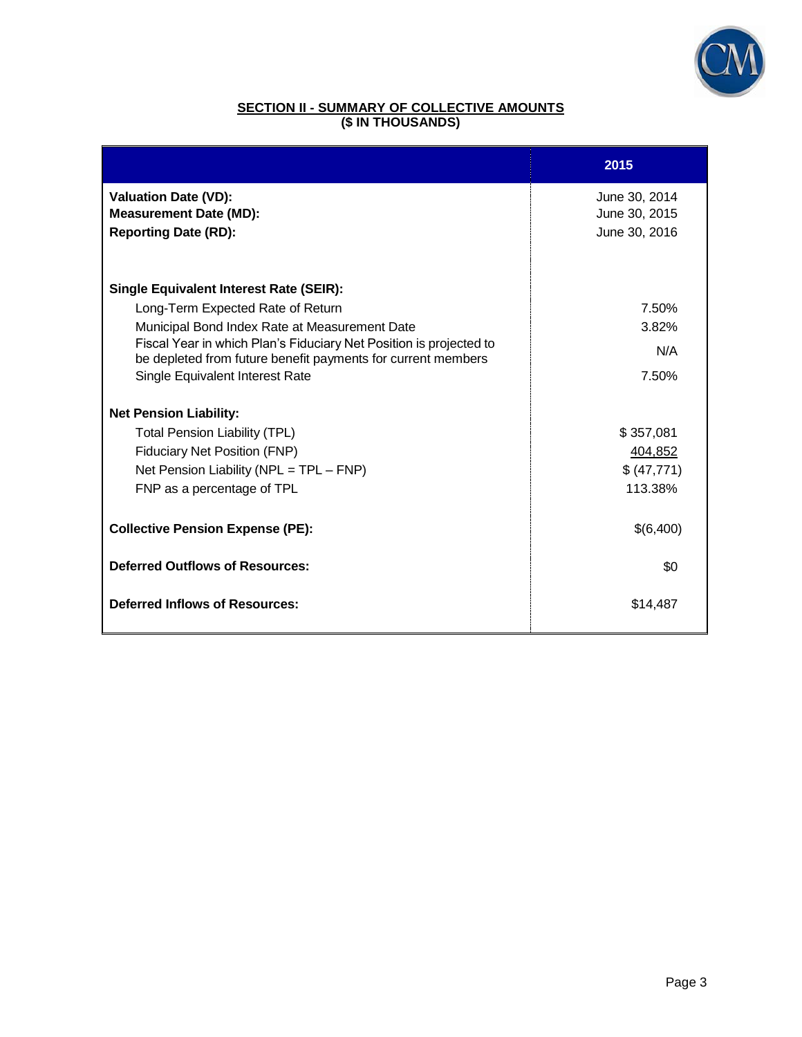## SECTION II - SUMMARY OF COLLECTIVE AMOUNTS
### ($ IN THOUSANDS)

| | 2015 |
|---|---|
| **Valuation Date (VD):** | June 30, 2014 |
| **Measurement Date (MD):** | June 30, 2015 |
| **Reporting Date (RD):** | June 30, 2016 |
| | |
| **Single Equivalent Interest Rate (SEIR):** | |
| Long-Term Expected Rate of Return | 7.50% |
| Municipal Bond Index Rate at Measurement Date | 3.82% |
| Fiscal Year in which Plan's Fiduciary Net Position is projected to be depleted from future benefit payments for current members | N/A |
| Single Equivalent Interest Rate | 7.50% |
| | |
| **Net Pension Liability:** | |
| Total Pension Liability (TPL) | $ 357,081 |
| Fiduciary Net Position (FNP) | 404,852 |
| Net Pension Liability (NPL = TPL – FNP) | $ (47,771) |
| FNP as a percentage of TPL | 113.38% |
| | |
| **Collective Pension Expense (PE):** | $(6,400) |
| | |
| **Deferred Outflows of Resources:** | $0 |
| | |
| **Deferred Inflows of Resources:** | $14,487 |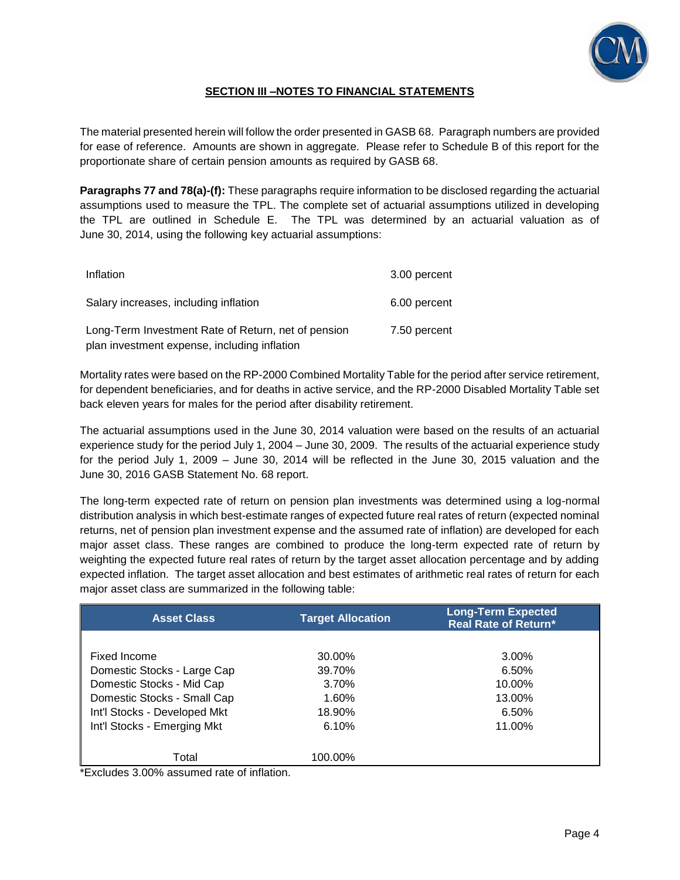## SECTION III –NOTES TO FINANCIAL STATEMENTS

The material presented herein will follow the order presented in GASB 68. Paragraph numbers are provided for ease of reference. Amounts are shown in aggregate. Please refer to Schedule B of this report for the proportionate share of certain pension amounts as required by GASB 68.

**Paragraphs 77 and 78(a)-(f):** These paragraphs require information to be disclosed regarding the actuarial assumptions used to measure the TPL. The complete set of actuarial assumptions utilized in developing the TPL are outlined in Schedule E. The TPL was determined by an actuarial valuation as of June 30, 2014, using the following key actuarial assumptions:

| | |
|---|---|
| Inflation | 3.00 percent |
| Salary increases, including inflation | 6.00 percent |
| Long-Term Investment Rate of Return, net of pension plan investment expense, including inflation | 7.50 percent |

Mortality rates were based on the RP-2000 Combined Mortality Table for the period after service retirement, for dependent beneficiaries, and for deaths in active service, and the RP-2000 Disabled Mortality Table set back eleven years for males for the period after disability retirement.

The actuarial assumptions used in the June 30, 2014 valuation were based on the results of an actuarial experience study for the period July 1, 2004 – June 30, 2009. The results of the actuarial experience study for the period July 1, 2009 – June 30, 2014 will be reflected in the June 30, 2015 valuation and the June 30, 2016 GASB Statement No. 68 report.

The long-term expected rate of return on pension plan investments was determined using a log-normal distribution analysis in which best-estimate ranges of expected future real rates of return (expected nominal returns, net of pension plan investment expense and the assumed rate of inflation) are developed for each major asset class. These ranges are combined to produce the long-term expected rate of return by weighting the expected future real rates of return by the target asset allocation percentage and by adding expected inflation. The target asset allocation and best estimates of arithmetic real rates of return for each major asset class are summarized in the following table:

| Asset Class | Target Allocation | Long-Term Expected Real Rate of Return* |
|---|---|---|
| Fixed Income | 30.00% | 3.00% |
| Domestic Stocks - Large Cap | 39.70% | 6.50% |
| Domestic Stocks - Mid Cap | 3.70% | 10.00% |
| Domestic Stocks - Small Cap | 1.60% | 13.00% |
| Int'l Stocks - Developed Mkt | 18.90% | 6.50% |
| Int'l Stocks - Emerging Mkt | 6.10% | 11.00% |
| Total | 100.00% | |

*Excludes 3.00% assumed rate of inflation.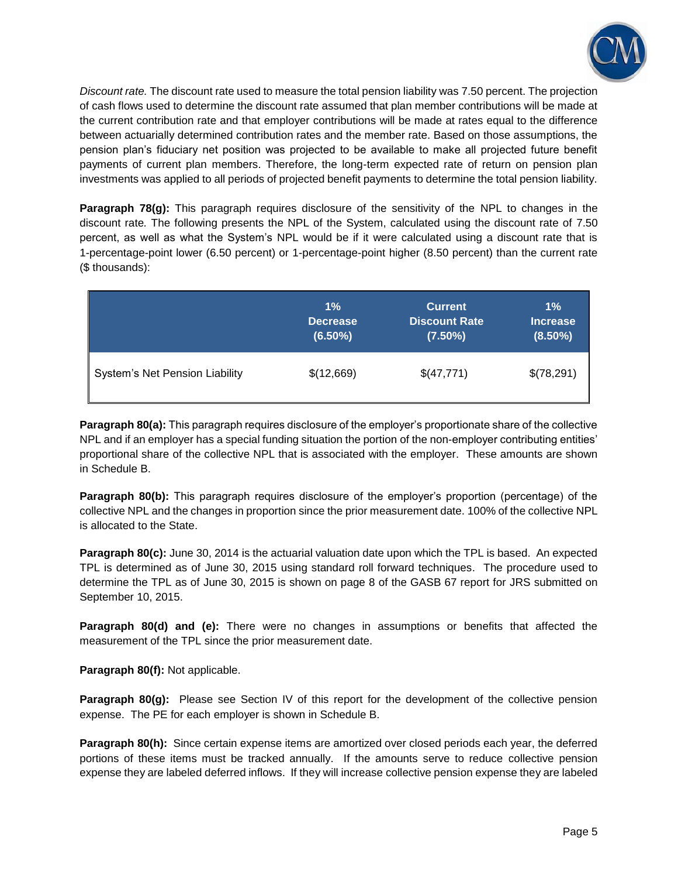*Discount rate.* The discount rate used to measure the total pension liability was 7.50 percent. The projection of cash flows used to determine the discount rate assumed that plan member contributions will be made at the current contribution rate and that employer contributions will be made at rates equal to the difference between actuarially determined contribution rates and the member rate. Based on those assumptions, the pension plan's fiduciary net position was projected to be available to make all projected future benefit payments of current plan members. Therefore, the long-term expected rate of return on pension plan investments was applied to all periods of projected benefit payments to determine the total pension liability.

**Paragraph 78(g):** This paragraph requires disclosure of the sensitivity of the NPL to changes in the discount rate. The following presents the NPL of the System, calculated using the discount rate of 7.50 percent, as well as what the System's NPL would be if it were calculated using a discount rate that is 1-percentage-point lower (6.50 percent) or 1-percentage-point higher (8.50 percent) than the current rate ($ thousands):

| | 1% Decrease (6.50%) | Current Discount Rate (7.50%) | 1% Increase (8.50%) |
|---|---|---|---|
| System's Net Pension Liability | $(12,669) | $(47,771) | $(78,291) |

**Paragraph 80(a):** This paragraph requires disclosure of the employer's proportionate share of the collective NPL and if an employer has a special funding situation the portion of the non-employer contributing entities' proportional share of the collective NPL that is associated with the employer. These amounts are shown in Schedule B.

**Paragraph 80(b):** This paragraph requires disclosure of the employer's proportion (percentage) of the collective NPL and the changes in proportion since the prior measurement date. 100% of the collective NPL is allocated to the State.

**Paragraph 80(c):** June 30, 2014 is the actuarial valuation date upon which the TPL is based. An expected TPL is determined as of June 30, 2015 using standard roll forward techniques. The procedure used to determine the TPL as of June 30, 2015 is shown on page 8 of the GASB 67 report for JRS submitted on September 10, 2015.

**Paragraph 80(d) and (e):** There were no changes in assumptions or benefits that affected the measurement of the TPL since the prior measurement date.

**Paragraph 80(f):** Not applicable.

**Paragraph 80(g):** Please see Section IV of this report for the development of the collective pension expense. The PE for each employer is shown in Schedule B.

**Paragraph 80(h):** Since certain expense items are amortized over closed periods each year, the deferred portions of these items must be tracked annually. If the amounts serve to reduce collective pension expense they are labeled deferred inflows. If they will increase collective pension expense they are labeled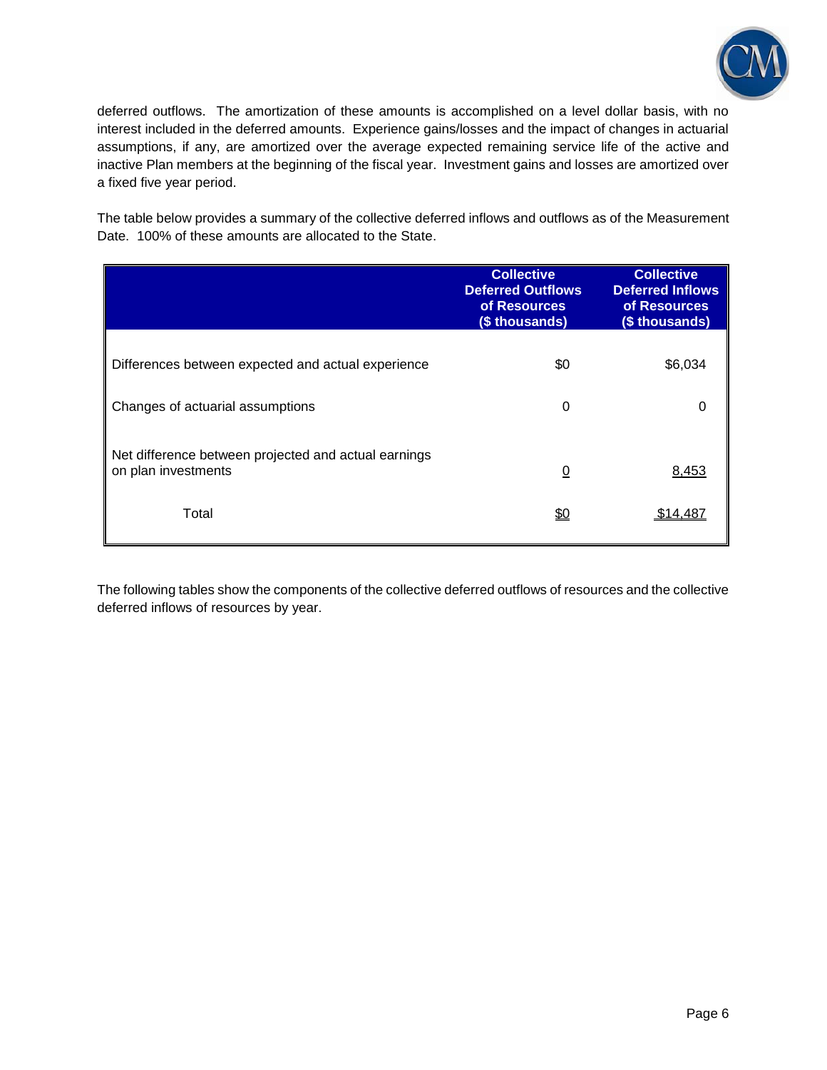deferred outflows. The amortization of these amounts is accomplished on a level dollar basis, with no interest included in the deferred amounts. Experience gains/losses and the impact of changes in actuarial assumptions, if any, are amortized over the average expected remaining service life of the active and inactive Plan members at the beginning of the fiscal year. Investment gains and losses are amortized over a fixed five year period.

The table below provides a summary of the collective deferred inflows and outflows as of the Measurement Date. 100% of these amounts are allocated to the State.

| | Collective Deferred Outflows of Resources ($ thousands) | Collective Deferred Inflows of Resources ($ thousands) |
|---|---|---|
| Differences between expected and actual experience | $0 | $6,034 |
| Changes of actuarial assumptions | 0 | 0 |
| Net difference between projected and actual earnings on plan investments | 0 | 8,453 |
| Total | $0 | $14,487 |

The following tables show the components of the collective deferred outflows of resources and the collective deferred inflows of resources by year.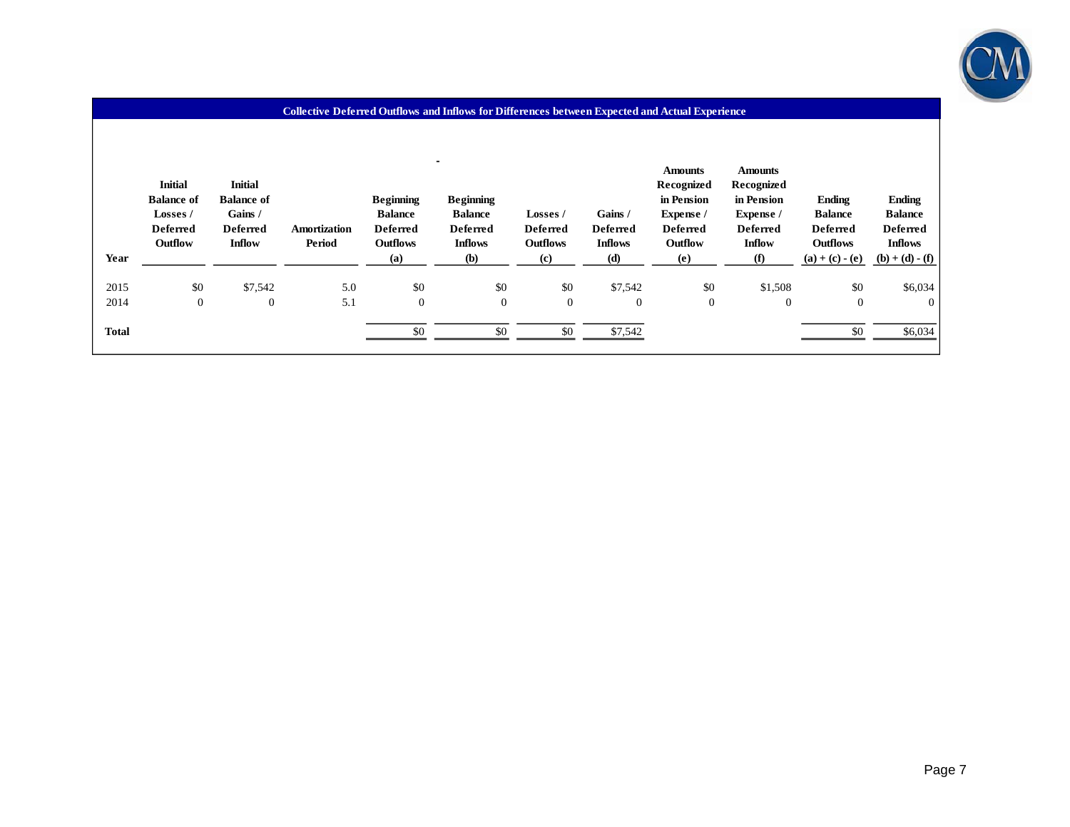## Collective Deferred Outflows and Inflows for Differences between Expected and Actual Experience

| Year | Initial Balance of Losses / Deferred Outflow | Initial Balance of Gains / Deferred Inflow | Amortization Period | Beginning Balance Deferred Outflows (a) | Beginning Balance Deferred Inflows (b) | Losses / Deferred Outflows (c) | Gains / Deferred Inflows (d) | Amounts Recognized in Pension Expense / Deferred Outflow (e) | Amounts Recognized in Pension Expense / Deferred Inflow (f) | Ending Balance Deferred Outflows (a) + (c) - (e) | Ending Balance Deferred Inflows (b) + (d) - (f) |
|---|---|---|---|---|---|---|---|---|---|---|---|
| 2015 | $0 | $7,542 | 5.0 | $0 | $0 | $0 | $7,542 | $0 | $1,508 | $0 | $6,034 |
| 2014 | 0 | 0 | 5.1 | 0 | 0 | 0 | 0 | 0 | 0 | 0 | 0 |
| **Total** | | | | $0 | $0 | $0 | $7,542 | | | $0 | $6,034 |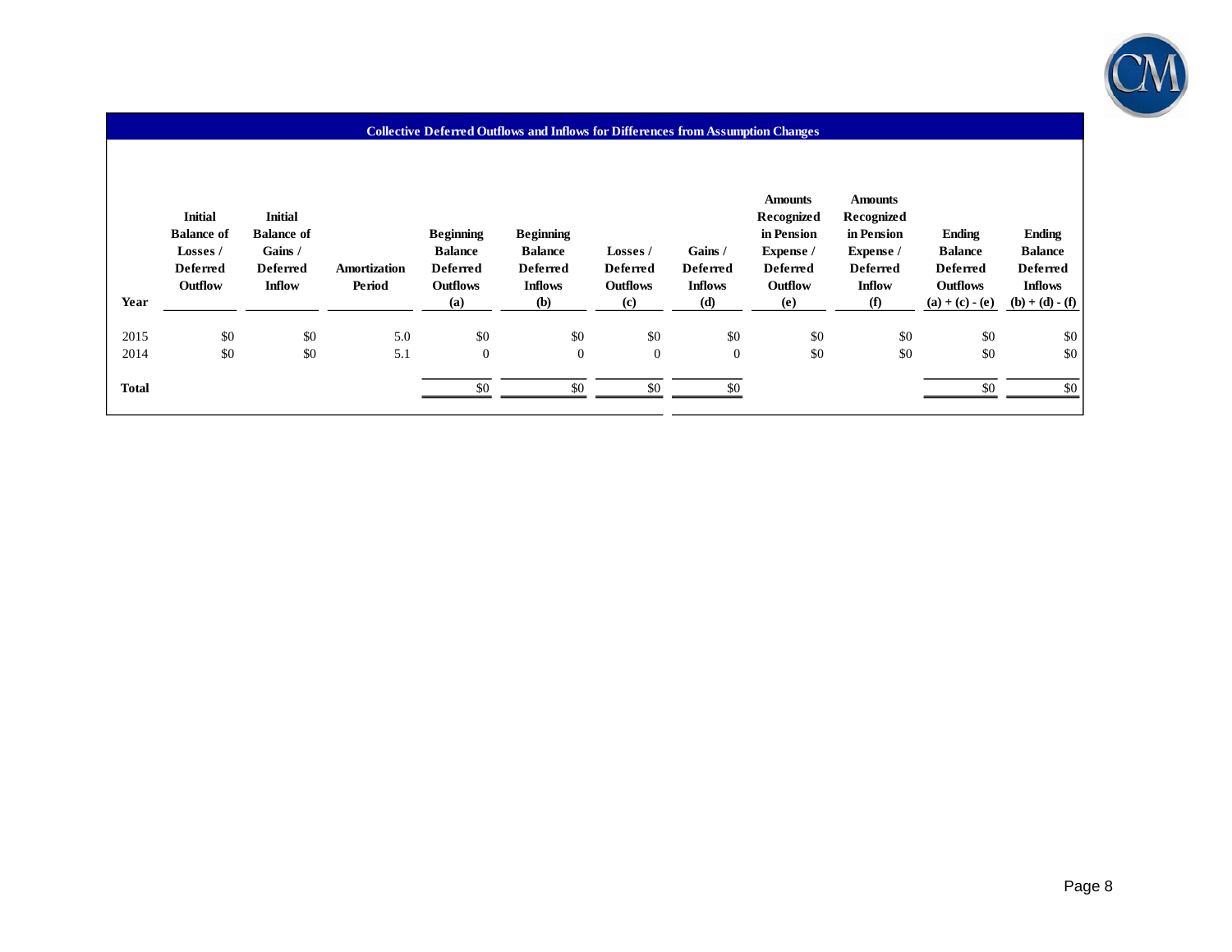## Collective Deferred Outflows and Inflows for Differences from Assumption Changes

| Year | Initial Balance of Losses / Deferred Outflow | Initial Balance of Gains / Deferred Inflow | Amortization Period | Beginning Balance Deferred Outflows (a) | Beginning Balance Deferred Inflows (b) | Losses / Deferred Outflows (c) | Gains / Deferred Inflows (d) | Amounts Recognized in Pension Expense / Deferred Outflow (e) | Amounts Recognized in Pension Expense / Deferred Inflow (f) | Ending Balance Deferred Outflows (a) + (c) - (e) | Ending Balance Deferred Inflows (b) + (d) - (f) |
|---|---|---|---|---|---|---|---|---|---|---|---|
| 2015 | $0 | $0 | 5.0 | $0 | $0 | $0 | $0 | $0 | $0 | $0 | $0 |
| 2014 | $0 | $0 | 5.1 | 0 | 0 | 0 | 0 | $0 | $0 | $0 | $0 |
| **Total** | | | | $0 | $0 | $0 | $0 | | | $0 | $0 |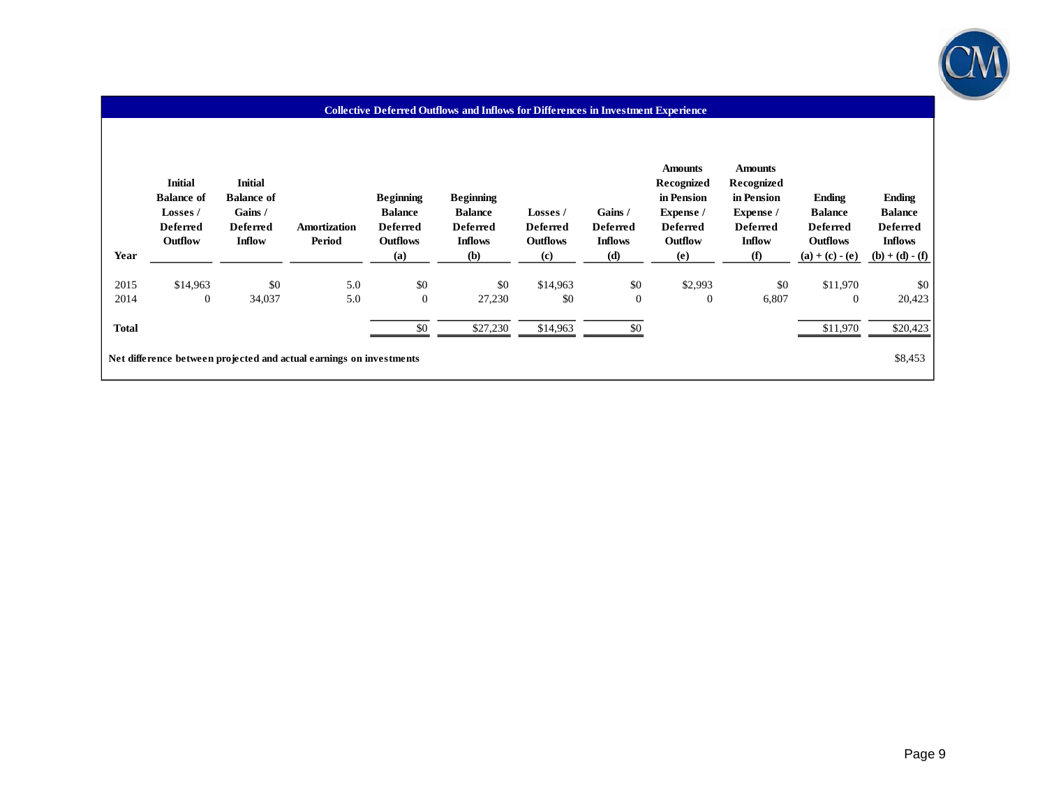## Collective Deferred Outflows and Inflows for Differences in Investment Experience

| Year | Initial Balance of Losses / Deferred Outflow | Initial Balance of Gains / Deferred Inflow | Amortization Period | Beginning Balance Deferred Outflows (a) | Beginning Balance Deferred Inflows (b) | Losses / Deferred Outflows (c) | Gains / Deferred Inflows (d) | Amounts Recognized in Pension Expense / Deferred Outflow (e) | Amounts Recognized in Pension Expense / Deferred Inflow (f) | Ending Balance Deferred Outflows (a) + (c) - (e) | Ending Balance Deferred Inflows (b) + (d) - (f) |
|---|---|---|---|---|---|---|---|---|---|---|---|
| 2015 | $14,963 | $0 | 5.0 | $0 | $0 | $14,963 | $0 | $2,993 | $0 | $11,970 | $0 |
| 2014 | 0 | 34,037 | 5.0 | 0 | 27,230 | $0 | 0 | 0 | 6,807 | 0 | 20,423 |
| **Total** | | | | $0 | $27,230 | $14,963 | $0 | | | $11,970 | $20,423 |

**Net difference between projected and actual earnings on investments** $8,453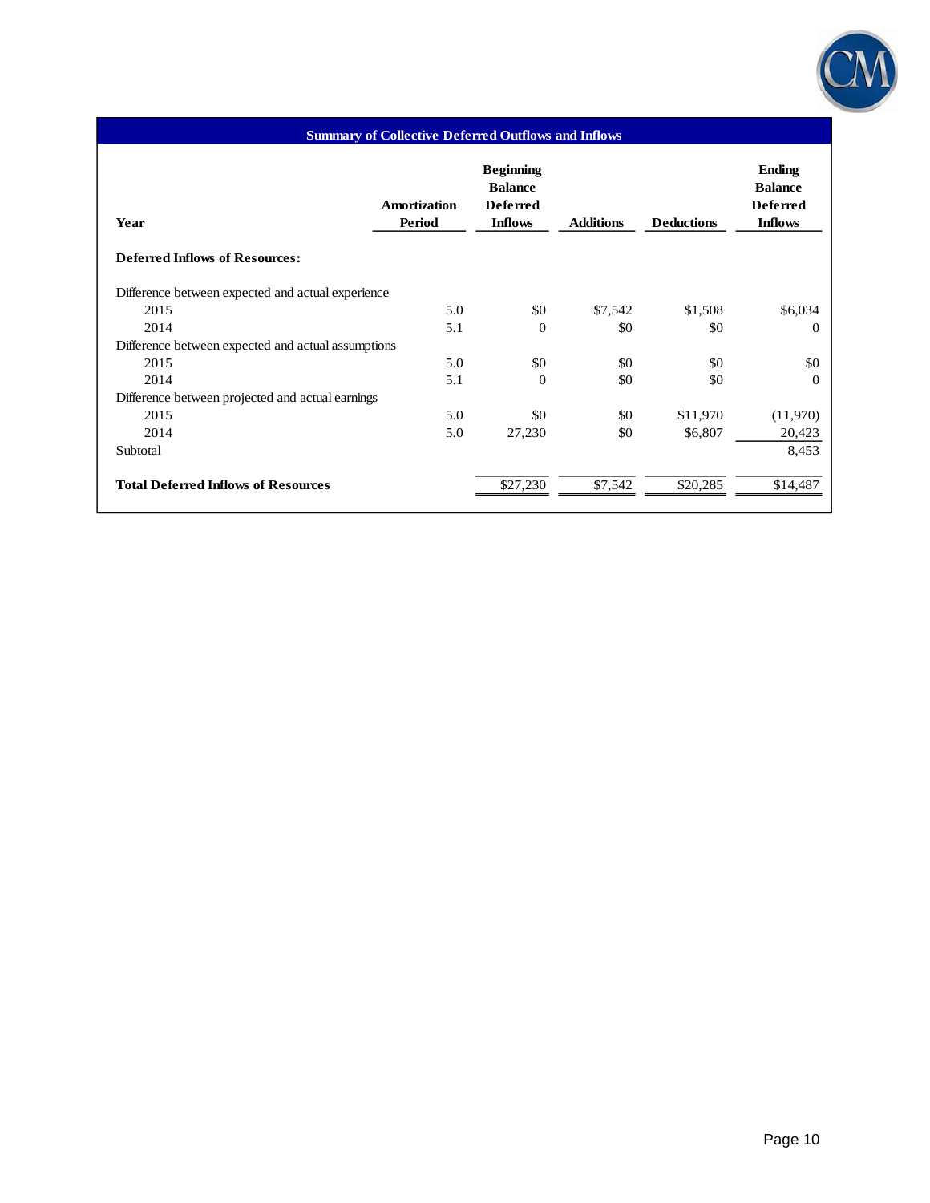## Summary of Collective Deferred Outflows and Inflows

| Year | Amortization Period | Beginning Balance Deferred Inflows | Additions | Deductions | Ending Balance Deferred Inflows |
|---|---|---|---|---|---|
| **Deferred Inflows of Resources:** | | | | | |
| Difference between expected and actual experience | | | | | |
| 2015 | 5.0 | $0 | $7,542 | $1,508 | $6,034 |
| 2014 | 5.1 | 0 | $0 | $0 | 0 |
| Difference between expected and actual assumptions | | | | | |
| 2015 | 5.0 | $0 | $0 | $0 | $0 |
| 2014 | 5.1 | 0 | $0 | $0 | 0 |
| Difference between projected and actual earnings | | | | | |
| 2015 | 5.0 | $0 | $0 | $11,970 | (11,970) |
| 2014 | 5.0 | 27,230 | $0 | $6,807 | 20,423 |
| Subtotal | | | | | 8,453 |
| **Total Deferred Inflows of Resources** | | $27,230 | $7,542 | $20,285 | $14,487 |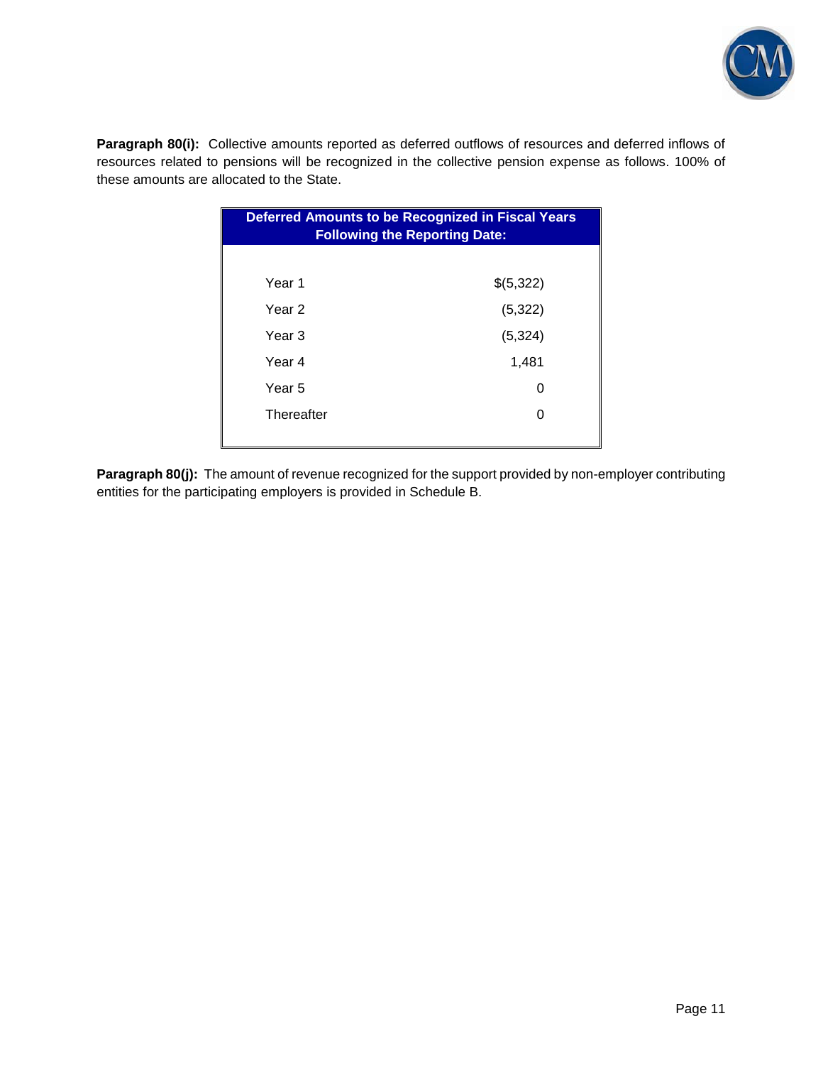**Paragraph 80(i):** Collective amounts reported as deferred outflows of resources and deferred inflows of resources related to pensions will be recognized in the collective pension expense as follows. 100% of these amounts are allocated to the State.

| Deferred Amounts to be Recognized in Fiscal Years Following the Reporting Date: | |
|---|---|
| Year 1 | $(5,322) |
| Year 2 | (5,322) |
| Year 3 | (5,324) |
| Year 4 | 1,481 |
| Year 5 | 0 |
| Thereafter | 0 |

**Paragraph 80(j):** The amount of revenue recognized for the support provided by non-employer contributing entities for the participating employers is provided in Schedule B.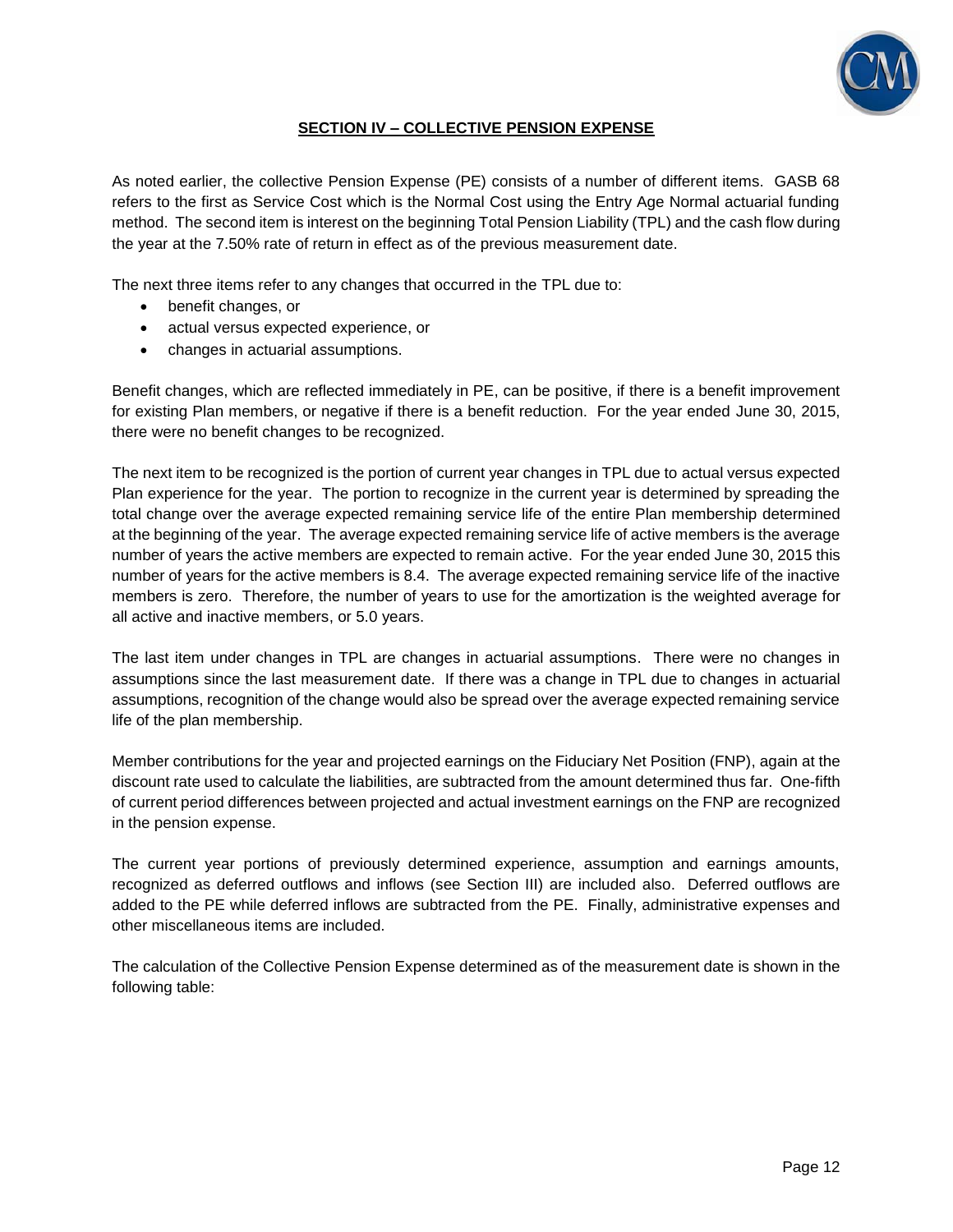## SECTION IV – COLLECTIVE PENSION EXPENSE

As noted earlier, the collective Pension Expense (PE) consists of a number of different items. GASB 68 refers to the first as Service Cost which is the Normal Cost using the Entry Age Normal actuarial funding method. The second item is interest on the beginning Total Pension Liability (TPL) and the cash flow during the year at the 7.50% rate of return in effect as of the previous measurement date.

The next three items refer to any changes that occurred in the TPL due to:

- benefit changes, or
- actual versus expected experience, or
- changes in actuarial assumptions.

Benefit changes, which are reflected immediately in PE, can be positive, if there is a benefit improvement for existing Plan members, or negative if there is a benefit reduction. For the year ended June 30, 2015, there were no benefit changes to be recognized.

The next item to be recognized is the portion of current year changes in TPL due to actual versus expected Plan experience for the year. The portion to recognize in the current year is determined by spreading the total change over the average expected remaining service life of the entire Plan membership determined at the beginning of the year. The average expected remaining service life of active members is the average number of years the active members are expected to remain active. For the year ended June 30, 2015 this number of years for the active members is 8.4. The average expected remaining service life of the inactive members is zero. Therefore, the number of years to use for the amortization is the weighted average for all active and inactive members, or 5.0 years.

The last item under changes in TPL are changes in actuarial assumptions. There were no changes in assumptions since the last measurement date. If there was a change in TPL due to changes in actuarial assumptions, recognition of the change would also be spread over the average expected remaining service life of the plan membership.

Member contributions for the year and projected earnings on the Fiduciary Net Position (FNP), again at the discount rate used to calculate the liabilities, are subtracted from the amount determined thus far. One-fifth of current period differences between projected and actual investment earnings on the FNP are recognized in the pension expense.

The current year portions of previously determined experience, assumption and earnings amounts, recognized as deferred outflows and inflows (see Section III) are included also. Deferred outflows are added to the PE while deferred inflows are subtracted from the PE. Finally, administrative expenses and other miscellaneous items are included.

The calculation of the Collective Pension Expense determined as of the measurement date is shown in the following table: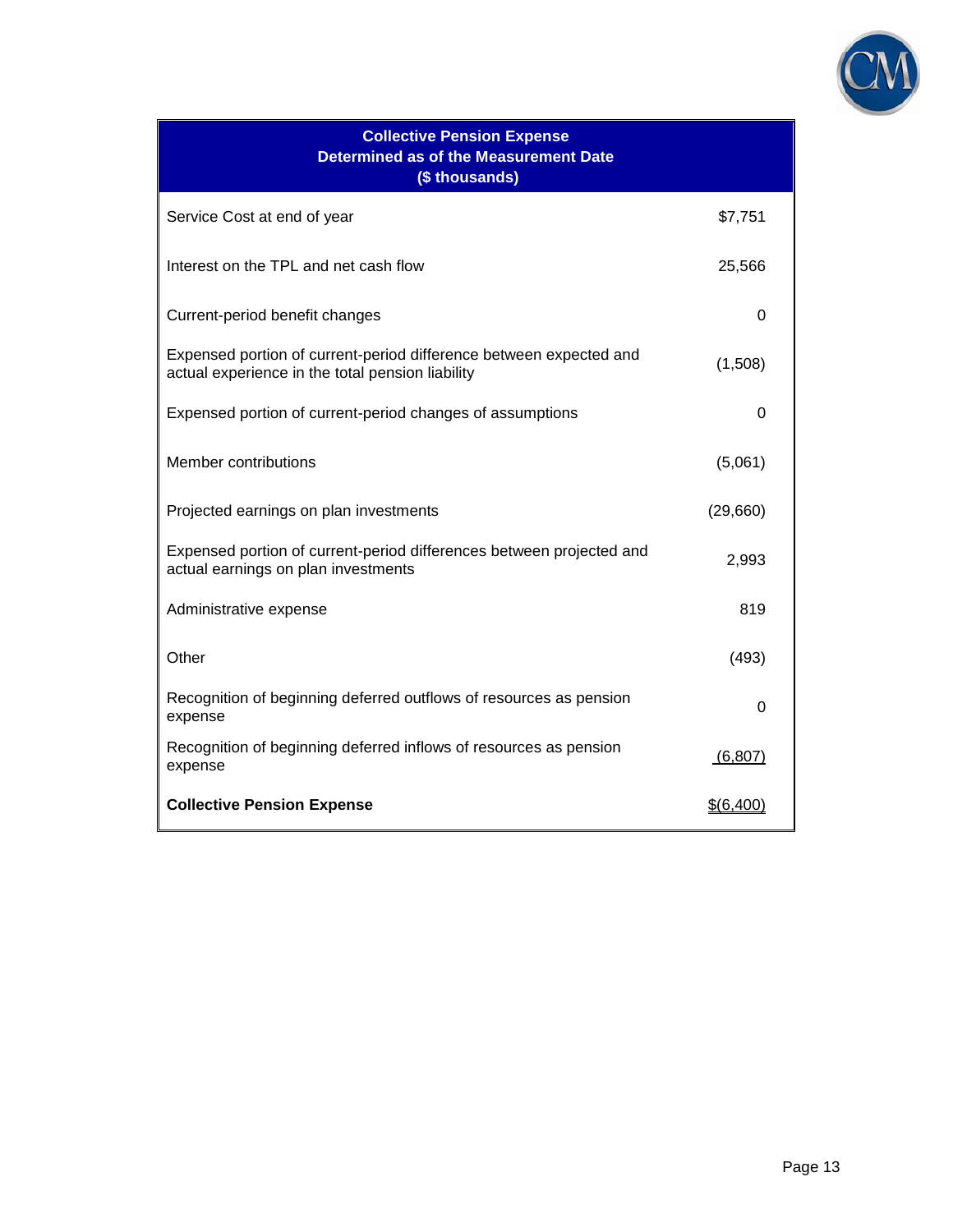| Collective Pension Expense<br>Determined as of the Measurement Date<br>($ thousands) | |
|---|---|
| Service Cost at end of year | $7,751 |
| Interest on the TPL and net cash flow | 25,566 |
| Current-period benefit changes | 0 |
| Expensed portion of current-period difference between expected and actual experience in the total pension liability | (1,508) |
| Expensed portion of current-period changes of assumptions | 0 |
| Member contributions | (5,061) |
| Projected earnings on plan investments | (29,660) |
| Expensed portion of current-period differences between projected and actual earnings on plan investments | 2,993 |
| Administrative expense | 819 |
| Other | (493) |
| Recognition of beginning deferred outflows of resources as pension expense | 0 |
| Recognition of beginning deferred inflows of resources as pension expense | (6,807) |
| **Collective Pension Expense** | $(6,400) |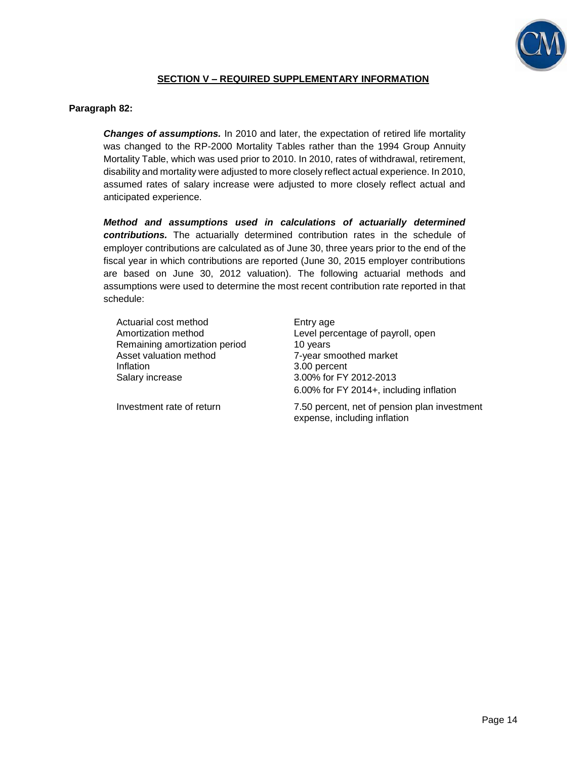## SECTION V – REQUIRED SUPPLEMENTARY INFORMATION

**Paragraph 82:**

***Changes of assumptions.*** In 2010 and later, the expectation of retired life mortality was changed to the RP-2000 Mortality Tables rather than the 1994 Group Annuity Mortality Table, which was used prior to 2010. In 2010, rates of withdrawal, retirement, disability and mortality were adjusted to more closely reflect actual experience. In 2010, assumed rates of salary increase were adjusted to more closely reflect actual and anticipated experience.

***Method and assumptions used in calculations of actuarially determined contributions.*** The actuarially determined contribution rates in the schedule of employer contributions are calculated as of June 30, three years prior to the end of the fiscal year in which contributions are reported (June 30, 2015 employer contributions are based on June 30, 2012 valuation). The following actuarial methods and assumptions were used to determine the most recent contribution rate reported in that schedule:

| | |
|---|---|
| Actuarial cost method | Entry age |
| Amortization method | Level percentage of payroll, open |
| Remaining amortization period | 10 years |
| Asset valuation method | 7-year smoothed market |
| Inflation | 3.00 percent |
| Salary increase | 3.00% for FY 2012-2013<br>6.00% for FY 2014+, including inflation |
| Investment rate of return | 7.50 percent, net of pension plan investment expense, including inflation |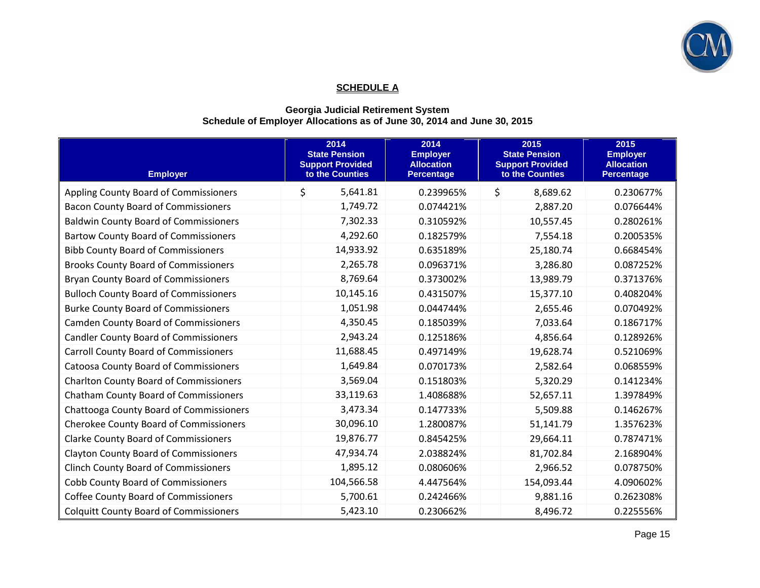**SCHEDULE A**

**Georgia Judicial Retirement System**
**Schedule of Employer Allocations as of June 30, 2014 and June 30, 2015**

| Employer | 2014 State Pension Support Provided to the Counties | 2014 Employer Allocation Percentage | 2015 State Pension Support Provided to the Counties | 2015 Employer Allocation Percentage |
|---|---|---|---|---|
| Appling County Board of Commissioners | $ 5,641.81 | 0.239965% | $ 8,689.62 | 0.230677% |
| Bacon County Board of Commissioners | 1,749.72 | 0.074421% | 2,887.20 | 0.076644% |
| Baldwin County Board of Commissioners | 7,302.33 | 0.310592% | 10,557.45 | 0.280261% |
| Bartow County Board of Commissioners | 4,292.60 | 0.182579% | 7,554.18 | 0.200535% |
| Bibb County Board of Commissioners | 14,933.92 | 0.635189% | 25,180.74 | 0.668454% |
| Brooks County Board of Commissioners | 2,265.78 | 0.096371% | 3,286.80 | 0.087252% |
| Bryan County Board of Commissioners | 8,769.64 | 0.373002% | 13,989.79 | 0.371376% |
| Bulloch County Board of Commissioners | 10,145.16 | 0.431507% | 15,377.10 | 0.408204% |
| Burke County Board of Commissioners | 1,051.98 | 0.044744% | 2,655.46 | 0.070492% |
| Camden County Board of Commissioners | 4,350.45 | 0.185039% | 7,033.64 | 0.186717% |
| Candler County Board of Commissioners | 2,943.24 | 0.125186% | 4,856.64 | 0.128926% |
| Carroll County Board of Commissioners | 11,688.45 | 0.497149% | 19,628.74 | 0.521069% |
| Catoosa County Board of Commissioners | 1,649.84 | 0.070173% | 2,582.64 | 0.068559% |
| Charlton County Board of Commissioners | 3,569.04 | 0.151803% | 5,320.29 | 0.141234% |
| Chatham County Board of Commissioners | 33,119.63 | 1.408688% | 52,657.11 | 1.397849% |
| Chattooga County Board of Commissioners | 3,473.34 | 0.147733% | 5,509.88 | 0.146267% |
| Cherokee County Board of Commissioners | 30,096.10 | 1.280087% | 51,141.79 | 1.357623% |
| Clarke County Board of Commissioners | 19,876.77 | 0.845425% | 29,664.11 | 0.787471% |
| Clayton County Board of Commissioners | 47,934.74 | 2.038824% | 81,702.84 | 2.168904% |
| Clinch County Board of Commissioners | 1,895.12 | 0.080606% | 2,966.52 | 0.078750% |
| Cobb County Board of Commissioners | 104,566.58 | 4.447564% | 154,093.44 | 4.090602% |
| Coffee County Board of Commissioners | 5,700.61 | 0.242466% | 9,881.16 | 0.262308% |
| Colquitt County Board of Commissioners | 5,423.10 | 0.230662% | 8,496.72 | 0.225556% |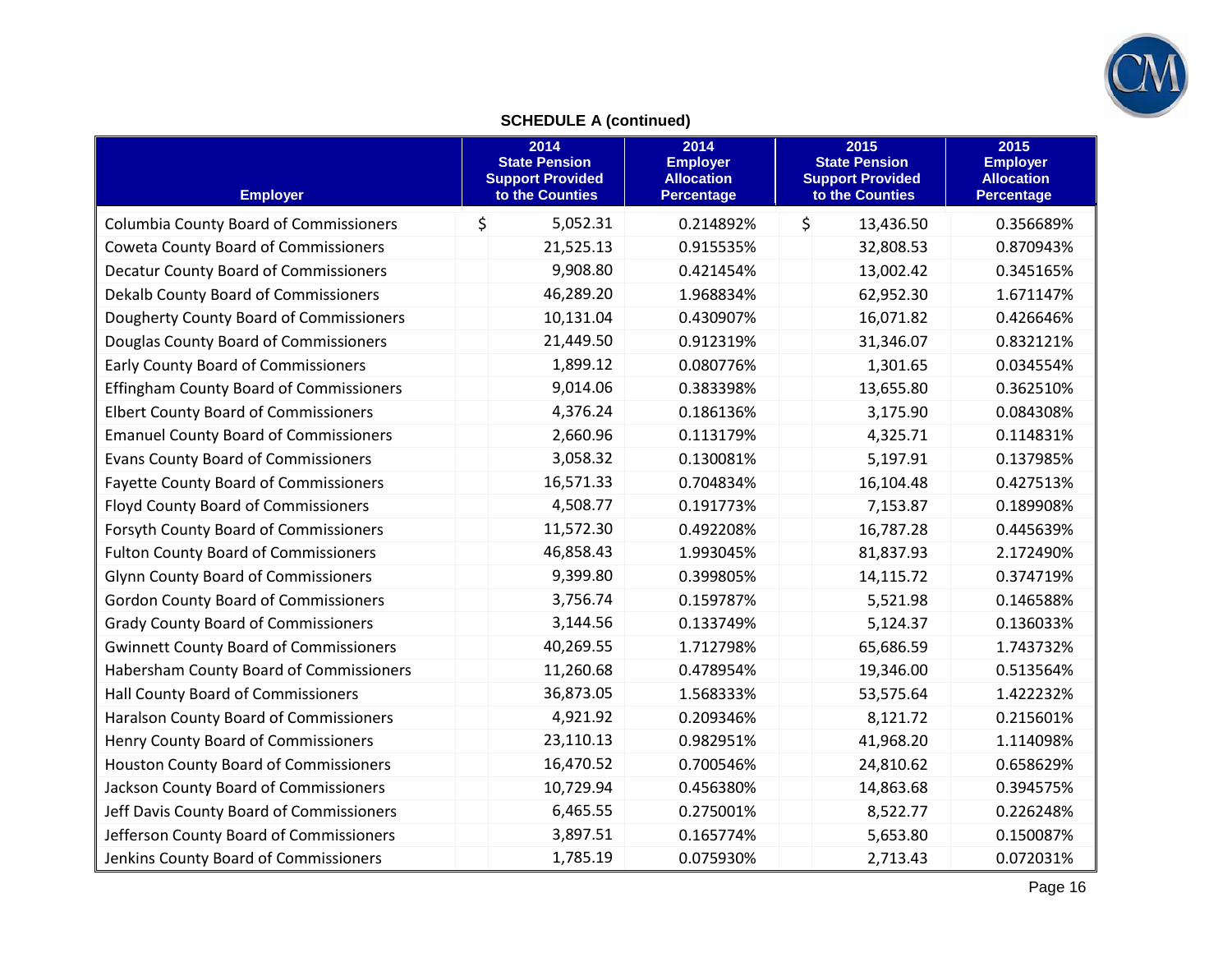**SCHEDULE A (continued)**

| Employer | 2014 State Pension Support Provided to the Counties | 2014 Employer Allocation Percentage | 2015 State Pension Support Provided to the Counties | 2015 Employer Allocation Percentage |
|---|---|---|---|---|
| Columbia County Board of Commissioners | $ 5,052.31 | 0.214892% | $ 13,436.50 | 0.356689% |
| Coweta County Board of Commissioners | 21,525.13 | 0.915535% | 32,808.53 | 0.870943% |
| Decatur County Board of Commissioners | 9,908.80 | 0.421454% | 13,002.42 | 0.345165% |
| Dekalb County Board of Commissioners | 46,289.20 | 1.968834% | 62,952.30 | 1.671147% |
| Dougherty County Board of Commissioners | 10,131.04 | 0.430907% | 16,071.82 | 0.426646% |
| Douglas County Board of Commissioners | 21,449.50 | 0.912319% | 31,346.07 | 0.832121% |
| Early County Board of Commissioners | 1,899.12 | 0.080776% | 1,301.65 | 0.034554% |
| Effingham County Board of Commissioners | 9,014.06 | 0.383398% | 13,655.80 | 0.362510% |
| Elbert County Board of Commissioners | 4,376.24 | 0.186136% | 3,175.90 | 0.084308% |
| Emanuel County Board of Commissioners | 2,660.96 | 0.113179% | 4,325.71 | 0.114831% |
| Evans County Board of Commissioners | 3,058.32 | 0.130081% | 5,197.91 | 0.137985% |
| Fayette County Board of Commissioners | 16,571.33 | 0.704834% | 16,104.48 | 0.427513% |
| Floyd County Board of Commissioners | 4,508.77 | 0.191773% | 7,153.87 | 0.189908% |
| Forsyth County Board of Commissioners | 11,572.30 | 0.492208% | 16,787.28 | 0.445639% |
| Fulton County Board of Commissioners | 46,858.43 | 1.993045% | 81,837.93 | 2.172490% |
| Glynn County Board of Commissioners | 9,399.80 | 0.399805% | 14,115.72 | 0.374719% |
| Gordon County Board of Commissioners | 3,756.74 | 0.159787% | 5,521.98 | 0.146588% |
| Grady County Board of Commissioners | 3,144.56 | 0.133749% | 5,124.37 | 0.136033% |
| Gwinnett County Board of Commissioners | 40,269.55 | 1.712798% | 65,686.59 | 1.743732% |
| Habersham County Board of Commissioners | 11,260.68 | 0.478954% | 19,346.00 | 0.513564% |
| Hall County Board of Commissioners | 36,873.05 | 1.568333% | 53,575.64 | 1.422232% |
| Haralson County Board of Commissioners | 4,921.92 | 0.209346% | 8,121.72 | 0.215601% |
| Henry County Board of Commissioners | 23,110.13 | 0.982951% | 41,968.20 | 1.114098% |
| Houston County Board of Commissioners | 16,470.52 | 0.700546% | 24,810.62 | 0.658629% |
| Jackson County Board of Commissioners | 10,729.94 | 0.456380% | 14,863.68 | 0.394575% |
| Jeff Davis County Board of Commissioners | 6,465.55 | 0.275001% | 8,522.77 | 0.226248% |
| Jefferson County Board of Commissioners | 3,897.51 | 0.165774% | 5,653.80 | 0.150087% |
| Jenkins County Board of Commissioners | 1,785.19 | 0.075930% | 2,713.43 | 0.072031% |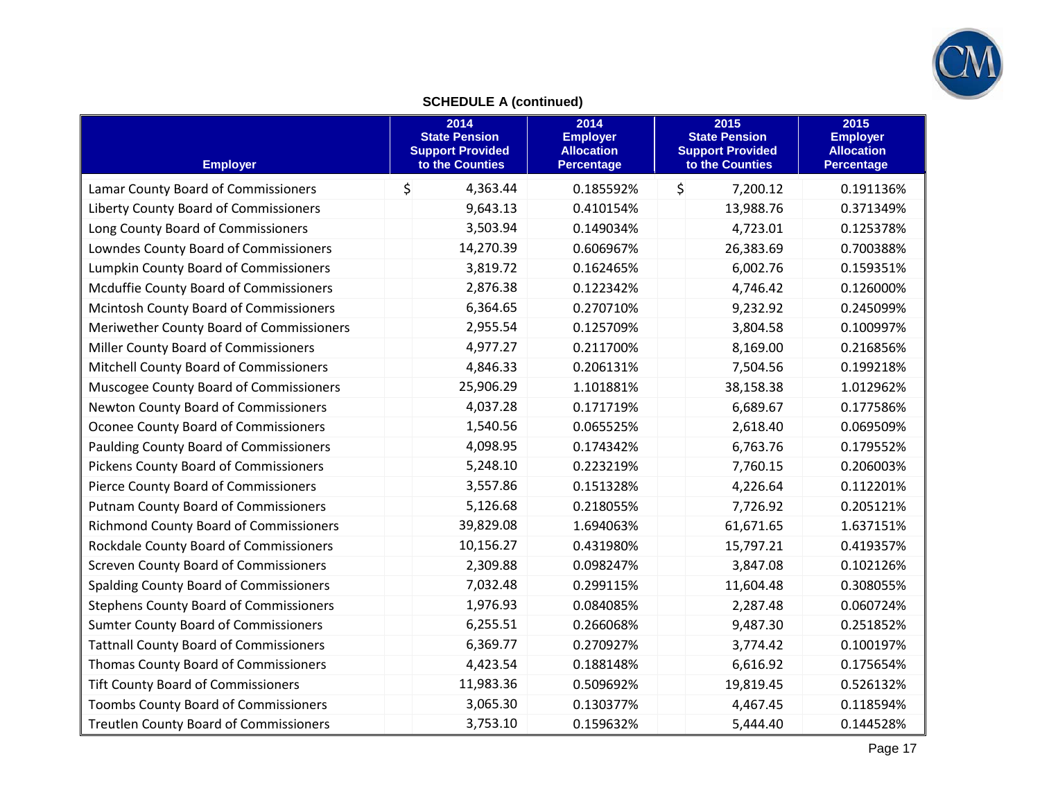**SCHEDULE A (continued)**

| Employer | 2014 State Pension Support Provided to the Counties | 2014 Employer Allocation Percentage | 2015 State Pension Support Provided to the Counties | 2015 Employer Allocation Percentage |
|---|---|---|---|---|
| Lamar County Board of Commissioners | $ 4,363.44 | 0.185592% | $ 7,200.12 | 0.191136% |
| Liberty County Board of Commissioners | 9,643.13 | 0.410154% | 13,988.76 | 0.371349% |
| Long County Board of Commissioners | 3,503.94 | 0.149034% | 4,723.01 | 0.125378% |
| Lowndes County Board of Commissioners | 14,270.39 | 0.606967% | 26,383.69 | 0.700388% |
| Lumpkin County Board of Commissioners | 3,819.72 | 0.162465% | 6,002.76 | 0.159351% |
| Mcduffie County Board of Commissioners | 2,876.38 | 0.122342% | 4,746.42 | 0.126000% |
| Mcintosh County Board of Commissioners | 6,364.65 | 0.270710% | 9,232.92 | 0.245099% |
| Meriwether County Board of Commissioners | 2,955.54 | 0.125709% | 3,804.58 | 0.100997% |
| Miller County Board of Commissioners | 4,977.27 | 0.211700% | 8,169.00 | 0.216856% |
| Mitchell County Board of Commissioners | 4,846.33 | 0.206131% | 7,504.56 | 0.199218% |
| Muscogee County Board of Commissioners | 25,906.29 | 1.101881% | 38,158.38 | 1.012962% |
| Newton County Board of Commissioners | 4,037.28 | 0.171719% | 6,689.67 | 0.177586% |
| Oconee County Board of Commissioners | 1,540.56 | 0.065525% | 2,618.40 | 0.069509% |
| Paulding County Board of Commissioners | 4,098.95 | 0.174342% | 6,763.76 | 0.179552% |
| Pickens County Board of Commissioners | 5,248.10 | 0.223219% | 7,760.15 | 0.206003% |
| Pierce County Board of Commissioners | 3,557.86 | 0.151328% | 4,226.64 | 0.112201% |
| Putnam County Board of Commissioners | 5,126.68 | 0.218055% | 7,726.92 | 0.205121% |
| Richmond County Board of Commissioners | 39,829.08 | 1.694063% | 61,671.65 | 1.637151% |
| Rockdale County Board of Commissioners | 10,156.27 | 0.431980% | 15,797.21 | 0.419357% |
| Screven County Board of Commissioners | 2,309.88 | 0.098247% | 3,847.08 | 0.102126% |
| Spalding County Board of Commissioners | 7,032.48 | 0.299115% | 11,604.48 | 0.308055% |
| Stephens County Board of Commissioners | 1,976.93 | 0.084085% | 2,287.48 | 0.060724% |
| Sumter County Board of Commissioners | 6,255.51 | 0.266068% | 9,487.30 | 0.251852% |
| Tattnall County Board of Commissioners | 6,369.77 | 0.270927% | 3,774.42 | 0.100197% |
| Thomas County Board of Commissioners | 4,423.54 | 0.188148% | 6,616.92 | 0.175654% |
| Tift County Board of Commissioners | 11,983.36 | 0.509692% | 19,819.45 | 0.526132% |
| Toombs County Board of Commissioners | 3,065.30 | 0.130377% | 4,467.45 | 0.118594% |
| Treutlen County Board of Commissioners | 3,753.10 | 0.159632% | 5,444.40 | 0.144528% |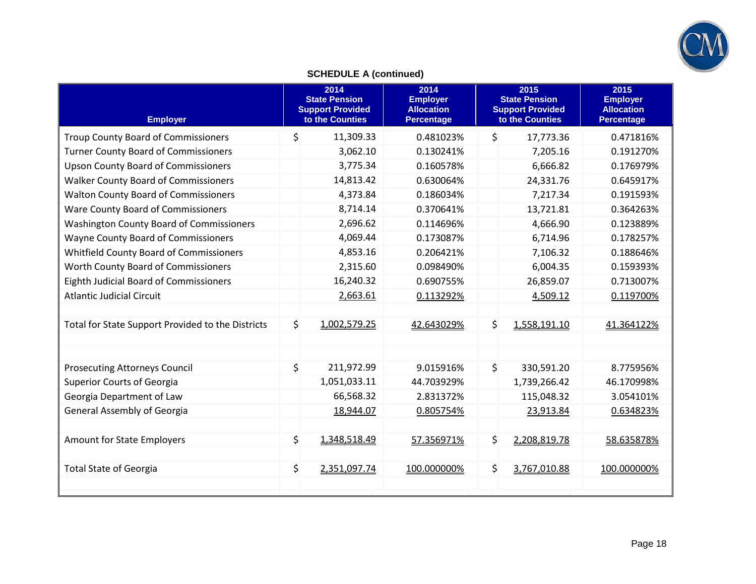**SCHEDULE A (continued)**

| Employer | 2014 State Pension Support Provided to the Counties | 2014 Employer Allocation Percentage | 2015 State Pension Support Provided to the Counties | 2015 Employer Allocation Percentage |
|---|---|---|---|---|
| Troup County Board of Commissioners | $ 11,309.33 | 0.481023% | $ 17,773.36 | 0.471816% |
| Turner County Board of Commissioners | 3,062.10 | 0.130241% | 7,205.16 | 0.191270% |
| Upson County Board of Commissioners | 3,775.34 | 0.160578% | 6,666.82 | 0.176979% |
| Walker County Board of Commissioners | 14,813.42 | 0.630064% | 24,331.76 | 0.645917% |
| Walton County Board of Commissioners | 4,373.84 | 0.186034% | 7,217.34 | 0.191593% |
| Ware County Board of Commissioners | 8,714.14 | 0.370641% | 13,721.81 | 0.364263% |
| Washington County Board of Commissioners | 2,696.62 | 0.114696% | 4,666.90 | 0.123889% |
| Wayne County Board of Commissioners | 4,069.44 | 0.173087% | 6,714.96 | 0.178257% |
| Whitfield County Board of Commissioners | 4,853.16 | 0.206421% | 7,106.32 | 0.188646% |
| Worth County Board of Commissioners | 2,315.60 | 0.098490% | 6,004.35 | 0.159393% |
| Eighth Judicial Board of Commissioners | 16,240.32 | 0.690755% | 26,859.07 | 0.713007% |
| Atlantic Judicial Circuit | 2,663.61 | 0.113292% | 4,509.12 | 0.119700% |
| | | | | |
| Total for State Support Provided to the Districts | $ 1,002,579.25 | 42.643029% | $ 1,558,191.10 | 41.364122% |
| | | | | |
| Prosecuting Attorneys Council | $ 211,972.99 | 9.015916% | $ 330,591.20 | 8.775956% |
| Superior Courts of Georgia | 1,051,033.11 | 44.703929% | 1,739,266.42 | 46.170998% |
| Georgia Department of Law | 66,568.32 | 2.831372% | 115,048.32 | 3.054101% |
| General Assembly of Georgia | 18,944.07 | 0.805754% | 23,913.84 | 0.634823% |
| | | | | |
| Amount for State Employers | $ 1,348,518.49 | 57.356971% | $ 2,208,819.78 | 58.635878% |
| | | | | |
| Total State of Georgia | $ 2,351,097.74 | 100.000000% | $ 3,767,010.88 | 100.000000% |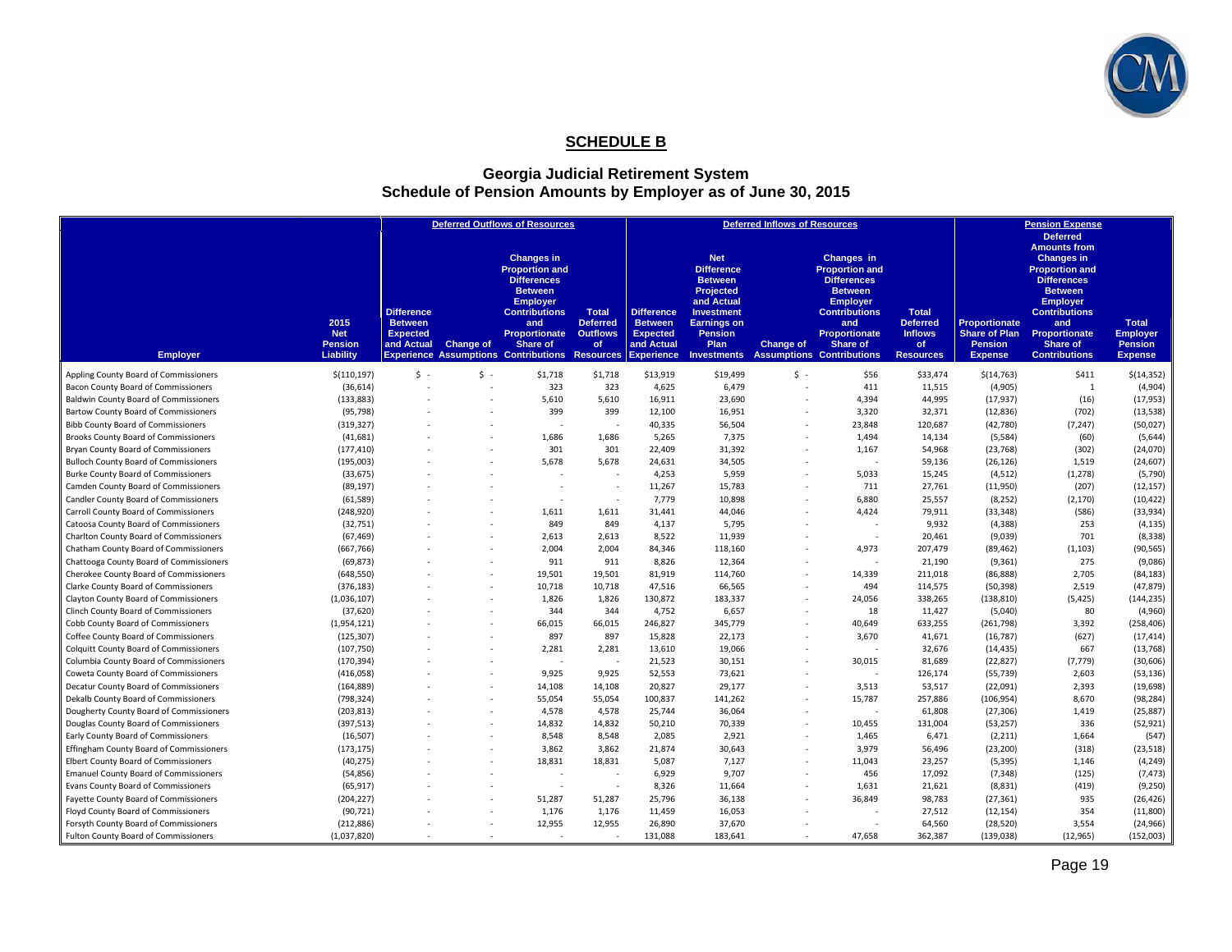## SCHEDULE B

## Georgia Judicial Retirement System
## Schedule of Pension Amounts by Employer as of June 30, 2015

| | | Deferred Outflows of Resources | | | | Deferred Inflows of Resources | | | | | Pension Expense | | |
|---|---|---|---|---|---|---|---|---|---|---|---|---|---|
| Employer | 2015 Net Pension Liability | Difference Between Expected and Actual Experience | Change of Assumptions | Changes in Proportion and Differences Between Employer Contributions and Proportionate Share of Contributions | Total Deferred Outflows of Resources | Difference Between Expected and Actual Experience | Net Difference Between Projected and Actual Investment Earnings on Pension Plan Investments | Change of Assumptions | Changes in Proportion and Differences Between Employer Contributions and Proportionate Share of Contributions | Total Deferred Inflows of Resources | Proportionate Share of Plan Pension Expense | Deferred Amounts from Changes in Proportion and Differences Between Employer Contributions and Proportionate Share of Contributions | Total Employer Pension Expense |
| Appling County Board of Commissioners | $(110,197) | $ - | $ - | $1,718 | $1,718 | $13,919 | $19,499 | $ - | $56 | $33,474 | $(14,763) | $411 | $(14,352) |
| Bacon County Board of Commissioners | (36,614) | - | - | 323 | 323 | 4,625 | 6,479 | - | 411 | 11,515 | (4,905) | 1 | (4,904) |
| Baldwin County Board of Commissioners | (133,883) | - | - | 5,610 | 5,610 | 16,911 | 23,690 | - | 4,394 | 44,995 | (17,937) | (16) | (17,953) |
| Bartow County Board of Commissioners | (95,798) | - | - | 399 | 399 | 12,100 | 16,951 | - | 3,320 | 32,371 | (12,836) | (702) | (13,538) |
| Bibb County Board of Commissioners | (319,327) | - | - | - | - | 40,335 | 56,504 | - | 23,848 | 120,687 | (42,780) | (7,247) | (50,027) |
| Brooks County Board of Commissioners | (41,681) | - | - | 1,686 | 1,686 | 5,265 | 7,375 | - | 1,494 | 14,134 | (5,584) | (60) | (5,644) |
| Bryan County Board of Commissioners | (177,410) | - | - | 301 | 301 | 22,409 | 31,392 | - | 1,167 | 54,968 | (23,768) | (302) | (24,070) |
| Bulloch County Board of Commissioners | (195,003) | - | - | 5,678 | 5,678 | 24,631 | 34,505 | - | - | 59,136 | (26,126) | 1,519 | (24,607) |
| Burke County Board of Commissioners | (33,675) | - | - | - | - | 4,253 | 5,959 | - | 5,033 | 15,245 | (4,512) | (1,278) | (5,790) |
| Camden County Board of Commissioners | (89,197) | - | - | - | - | 11,267 | 15,783 | - | 711 | 27,761 | (11,950) | (207) | (12,157) |
| Candler County Board of Commissioners | (61,589) | - | - | - | - | 7,779 | 10,898 | - | 6,880 | 25,557 | (8,252) | (2,170) | (10,422) |
| Carroll County Board of Commissioners | (248,920) | - | - | 1,611 | 1,611 | 31,441 | 44,046 | - | 4,424 | 79,911 | (33,348) | (586) | (33,934) |
| Catoosa County Board of Commissioners | (32,751) | - | - | 849 | 849 | 4,137 | 5,795 | - | - | 9,932 | (4,388) | 253 | (4,135) |
| Charlton County Board of Commissioners | (67,469) | - | - | 2,613 | 2,613 | 8,522 | 11,939 | - | - | 20,461 | (9,039) | 701 | (8,338) |
| Chatham County Board of Commissioners | (667,766) | - | - | 2,004 | 2,004 | 84,346 | 118,160 | - | 4,973 | 207,479 | (89,462) | (1,103) | (90,565) |
| Chattooga County Board of Commissioners | (69,873) | - | - | 911 | 911 | 8,826 | 12,364 | - | - | 21,190 | (9,361) | 275 | (9,086) |
| Cherokee County Board of Commissioners | (648,550) | - | - | 19,501 | 19,501 | 81,919 | 114,760 | - | 14,339 | 211,018 | (86,888) | 2,705 | (84,183) |
| Clarke County Board of Commissioners | (376,183) | - | - | 10,718 | 10,718 | 47,516 | 66,565 | - | 494 | 114,575 | (50,398) | 2,519 | (47,879) |
| Clayton County Board of Commissioners | (1,036,107) | - | - | 1,826 | 1,826 | 130,872 | 183,337 | - | 24,056 | 338,265 | (138,810) | (5,425) | (144,235) |
| Clinch County Board of Commissioners | (37,620) | - | - | 344 | 344 | 4,752 | 6,657 | - | 18 | 11,427 | (5,040) | 80 | (4,960) |
| Cobb County Board of Commissioners | (1,954,121) | - | - | 66,015 | 66,015 | 246,827 | 345,779 | - | 40,649 | 633,255 | (261,798) | 3,392 | (258,406) |
| Coffee County Board of Commissioners | (125,307) | - | - | 897 | 897 | 15,828 | 22,173 | - | 3,670 | 41,671 | (16,787) | (627) | (17,414) |
| Colquitt County Board of Commissioners | (107,750) | - | - | 2,281 | 2,281 | 13,610 | 19,066 | - | - | 32,676 | (14,435) | 667 | (13,768) |
| Columbia County Board of Commissioners | (170,394) | - | - | - | - | 21,523 | 30,151 | - | 30,015 | 81,689 | (22,827) | (7,779) | (30,606) |
| Coweta County Board of Commissioners | (416,058) | - | - | 9,925 | 9,925 | 52,553 | 73,621 | - | - | 126,174 | (55,739) | 2,603 | (53,136) |
| Decatur County Board of Commissioners | (164,889) | - | - | 14,108 | 14,108 | 20,827 | 29,177 | - | 3,513 | 53,517 | (22,091) | 2,393 | (19,698) |
| Dekalb County Board of Commissioners | (798,324) | - | - | 55,054 | 55,054 | 100,837 | 141,262 | - | 15,787 | 257,886 | (106,954) | 8,670 | (98,284) |
| Dougherty County Board of Commissioners | (203,813) | - | - | 4,578 | 4,578 | 25,744 | 36,064 | - | - | 61,808 | (27,306) | 1,419 | (25,887) |
| Douglas County Board of Commissioners | (397,513) | - | - | 14,832 | 14,832 | 50,210 | 70,339 | - | 10,455 | 131,004 | (53,257) | 336 | (52,921) |
| Early County Board of Commissioners | (16,507) | - | - | 8,548 | 8,548 | 2,085 | 2,921 | - | 1,465 | 6,471 | (2,211) | 1,664 | (547) |
| Effingham County Board of Commissioners | (173,175) | - | - | 3,862 | 3,862 | 21,874 | 30,643 | - | 3,979 | 56,496 | (23,200) | (318) | (23,518) |
| Elbert County Board of Commissioners | (40,275) | - | - | 18,831 | 18,831 | 5,087 | 7,127 | - | 11,043 | 23,257 | (5,395) | 1,146 | (4,249) |
| Emanuel County Board of Commissioners | (54,856) | - | - | - | - | 6,929 | 9,707 | - | 456 | 17,092 | (7,348) | (125) | (7,473) |
| Evans County Board of Commissioners | (65,917) | - | - | - | - | 8,326 | 11,664 | - | 1,631 | 21,621 | (8,831) | (419) | (9,250) |
| Fayette County Board of Commissioners | (204,227) | - | - | 51,287 | 51,287 | 25,796 | 36,138 | - | 36,849 | 98,783 | (27,361) | 935 | (26,426) |
| Floyd County Board of Commissioners | (90,721) | - | - | 1,176 | 1,176 | 11,459 | 16,053 | - | - | 27,512 | (12,154) | 354 | (11,800) |
| Forsyth County Board of Commissioners | (212,886) | - | - | 12,955 | 12,955 | 26,890 | 37,670 | - | - | 64,560 | (28,520) | 3,554 | (24,966) |
| Fulton County Board of Commissioners | (1,037,820) | - | - | - | - | 131,088 | 183,641 | - | 47,658 | 362,387 | (139,038) | (12,965) | (152,003) |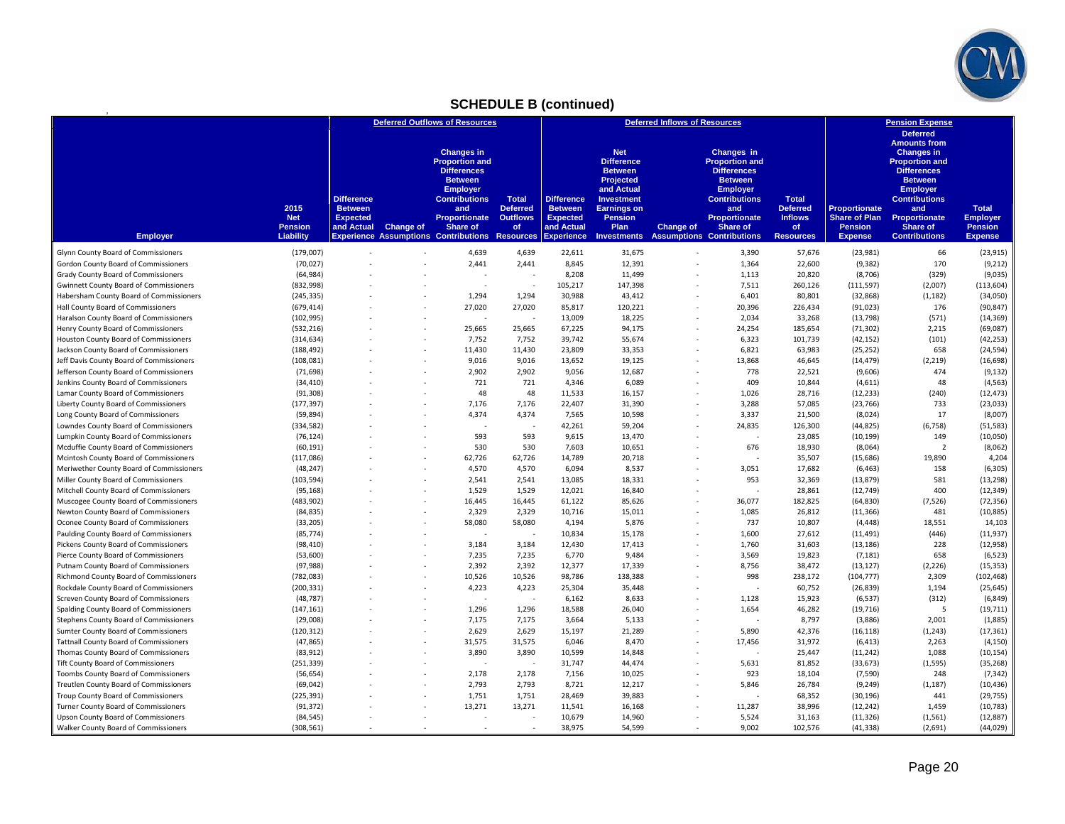## SCHEDULE B (continued)

| Employer | 2015 Net Pension Liability | Deferred Outflows of Resources: Difference Between Expected and Actual Experience | Deferred Outflows of Resources: Change of Assumptions | Deferred Outflows of Resources: Changes in Proportion and Differences Between Employer Contributions and Proportionate Share of Contributions | Deferred Outflows of Resources: Total Deferred Outflows of Resources | Deferred Inflows of Resources: Difference Between Expected and Actual Experience | Deferred Inflows of Resources: Net Difference Between Projected and Actual Investment Earnings on Pension Plan Investments | Deferred Inflows of Resources: Change of Assumptions | Deferred Inflows of Resources: Changes in Proportion and Differences Between Employer Contributions and Proportionate Share of Contributions | Deferred Inflows of Resources: Total Deferred Inflows of Resources | Pension Expense: Proportionate Share of Plan Pension Expense | Pension Expense: Deferred Amounts from Changes in Proportion and Differences Between Employer Contributions and Proportionate Share of Contributions | Pension Expense: Total Employer Pension Expense |
|---|---|---|---|---|---|---|---|---|---|---|---|---|---|
| Glynn County Board of Commissioners | (179,007) | - | - | 4,639 | 4,639 | 22,611 | 31,675 | - | 3,390 | 57,676 | (23,981) | 66 | (23,915) |
| Gordon County Board of Commissioners | (70,027) | - | - | 2,441 | 2,441 | 8,845 | 12,391 | - | 1,364 | 22,600 | (9,382) | 170 | (9,212) |
| Grady County Board of Commissioners | (64,984) | - | - | - | - | 8,208 | 11,499 | - | 1,113 | 20,820 | (8,706) | (329) | (9,035) |
| Gwinnett County Board of Commissioners | (832,998) | - | - | - | - | 105,217 | 147,398 | - | 7,511 | 260,126 | (111,597) | (2,007) | (113,604) |
| Habersham County Board of Commissioners | (245,335) | - | - | 1,294 | 1,294 | 30,988 | 43,412 | - | 6,401 | 80,801 | (32,868) | (1,182) | (34,050) |
| Hall County Board of Commissioners | (679,414) | - | - | 27,020 | 27,020 | 85,817 | 120,221 | - | 20,396 | 226,434 | (91,023) | 176 | (90,847) |
| Haralson County Board of Commissioners | (102,995) | - | - | - | - | 13,009 | 18,225 | - | 2,034 | 33,268 | (13,798) | (571) | (14,369) |
| Henry County Board of Commissioners | (532,216) | - | - | 25,665 | 25,665 | 67,225 | 94,175 | - | 24,254 | 185,654 | (71,302) | 2,215 | (69,087) |
| Houston County Board of Commissioners | (314,634) | - | - | 7,752 | 7,752 | 39,742 | 55,674 | - | 6,323 | 101,739 | (42,152) | (101) | (42,253) |
| Jackson County Board of Commissioners | (188,492) | - | - | 11,430 | 11,430 | 23,809 | 33,353 | - | 6,821 | 63,983 | (25,252) | 658 | (24,594) |
| Jeff Davis County Board of Commissioners | (108,081) | - | - | 9,016 | 9,016 | 13,652 | 19,125 | - | 13,868 | 46,645 | (14,479) | (2,219) | (16,698) |
| Jefferson County Board of Commissioners | (71,698) | - | - | 2,902 | 2,902 | 9,056 | 12,687 | - | 778 | 22,521 | (9,606) | 474 | (9,132) |
| Jenkins County Board of Commissioners | (34,410) | - | - | 721 | 721 | 4,346 | 6,089 | - | 409 | 10,844 | (4,611) | 48 | (4,563) |
| Lamar County Board of Commissioners | (91,308) | - | - | 48 | 48 | 11,533 | 16,157 | - | 1,026 | 28,716 | (12,233) | (240) | (12,473) |
| Liberty County Board of Commissioners | (177,397) | - | - | 7,176 | 7,176 | 22,407 | 31,390 | - | 3,288 | 57,085 | (23,766) | 733 | (23,033) |
| Long County Board of Commissioners | (59,894) | - | - | 4,374 | 4,374 | 7,565 | 10,598 | - | 3,337 | 21,500 | (8,024) | 17 | (8,007) |
| Lowndes County Board of Commissioners | (334,582) | - | - | - | - | 42,261 | 59,204 | - | 24,835 | 126,300 | (44,825) | (6,758) | (51,583) |
| Lumpkin County Board of Commissioners | (76,124) | - | - | 593 | 593 | 9,615 | 13,470 | - | - | 23,085 | (10,199) | 149 | (10,050) |
| Mcduffie County Board of Commissioners | (60,191) | - | - | 530 | 530 | 7,603 | 10,651 | - | 676 | 18,930 | (8,064) | 2 | (8,062) |
| Mcintosh County Board of Commissioners | (117,086) | - | - | 62,726 | 62,726 | 14,789 | 20,718 | - | - | 35,507 | (15,686) | 19,890 | 4,204 |
| Meriwether County Board of Commissioners | (48,247) | - | - | 4,570 | 4,570 | 6,094 | 8,537 | - | 3,051 | 17,682 | (6,463) | 158 | (6,305) |
| Miller County Board of Commissioners | (103,594) | - | - | 2,541 | 2,541 | 13,085 | 18,331 | - | 953 | 32,369 | (13,879) | 581 | (13,298) |
| Mitchell County Board of Commissioners | (95,168) | - | - | 1,529 | 1,529 | 12,021 | 16,840 | - | - | 28,861 | (12,749) | 400 | (12,349) |
| Muscogee County Board of Commissioners | (483,902) | - | - | 16,445 | 16,445 | 61,122 | 85,626 | - | 36,077 | 182,825 | (64,830) | (7,526) | (72,356) |
| Newton County Board of Commissioners | (84,835) | - | - | 2,329 | 2,329 | 10,716 | 15,011 | - | 1,085 | 26,812 | (11,366) | 481 | (10,885) |
| Oconee County Board of Commissioners | (33,205) | - | - | 58,080 | 58,080 | 4,194 | 5,876 | - | 737 | 10,807 | (4,448) | 18,551 | 14,103 |
| Paulding County Board of Commissioners | (85,774) | - | - | - | - | 10,834 | 15,178 | - | 1,600 | 27,612 | (11,491) | (446) | (11,937) |
| Pickens County Board of Commissioners | (98,410) | - | - | 3,184 | 3,184 | 12,430 | 17,413 | - | 1,760 | 31,603 | (13,186) | 228 | (12,958) |
| Pierce County Board of Commissioners | (53,600) | - | - | 7,235 | 7,235 | 6,770 | 9,484 | - | 3,569 | 19,823 | (7,181) | 658 | (6,523) |
| Putnam County Board of Commissioners | (97,988) | - | - | 2,392 | 2,392 | 12,377 | 17,339 | - | 8,756 | 38,472 | (13,127) | (2,226) | (15,353) |
| Richmond County Board of Commissioners | (782,083) | - | - | 10,526 | 10,526 | 98,786 | 138,388 | - | 998 | 238,172 | (104,777) | 2,309 | (102,468) |
| Rockdale County Board of Commissioners | (200,331) | - | - | 4,223 | 4,223 | 25,304 | 35,448 | - | - | 60,752 | (26,839) | 1,194 | (25,645) |
| Screven County Board of Commissioners | (48,787) | - | - | - | - | 6,162 | 8,633 | - | 1,128 | 15,923 | (6,537) | (312) | (6,849) |
| Spalding County Board of Commissioners | (147,161) | - | - | 1,296 | 1,296 | 18,588 | 26,040 | - | 1,654 | 46,282 | (19,716) | 5 | (19,711) |
| Stephens County Board of Commissioners | (29,008) | - | - | 7,175 | 7,175 | 3,664 | 5,133 | - | - | 8,797 | (3,886) | 2,001 | (1,885) |
| Sumter County Board of Commissioners | (120,312) | - | - | 2,629 | 2,629 | 15,197 | 21,289 | - | 5,890 | 42,376 | (16,118) | (1,243) | (17,361) |
| Tattnall County Board of Commissioners | (47,865) | - | - | 31,575 | 31,575 | 6,046 | 8,470 | - | 17,456 | 31,972 | (6,413) | 2,263 | (4,150) |
| Thomas County Board of Commissioners | (83,912) | - | - | 3,890 | 3,890 | 10,599 | 14,848 | - | - | 25,447 | (11,242) | 1,088 | (10,154) |
| Tift County Board of Commissioners | (251,339) | - | - | - | - | 31,747 | 44,474 | - | 5,631 | 81,852 | (33,673) | (1,595) | (35,268) |
| Toombs County Board of Commissioners | (56,654) | - | - | 2,178 | 2,178 | 7,156 | 10,025 | - | 923 | 18,104 | (7,590) | 248 | (7,342) |
| Treutlen County Board of Commissioners | (69,042) | - | - | 2,793 | 2,793 | 8,721 | 12,217 | - | 5,846 | 26,784 | (9,249) | (1,187) | (10,436) |
| Troup County Board of Commissioners | (225,391) | - | - | 1,751 | 1,751 | 28,469 | 39,883 | - | - | 68,352 | (30,196) | 441 | (29,755) |
| Turner County Board of Commissioners | (91,372) | - | - | 13,271 | 13,271 | 11,541 | 16,168 | - | 11,287 | 38,996 | (12,242) | 1,459 | (10,783) |
| Upson County Board of Commissioners | (84,545) | - | - | - | - | 10,679 | 14,960 | - | 5,524 | 31,163 | (11,326) | (1,561) | (12,887) |
| Walker County Board of Commissioners | (308,561) | - | - | - | - | 38,975 | 54,599 | - | 9,002 | 102,576 | (41,338) | (2,691) | (44,029) |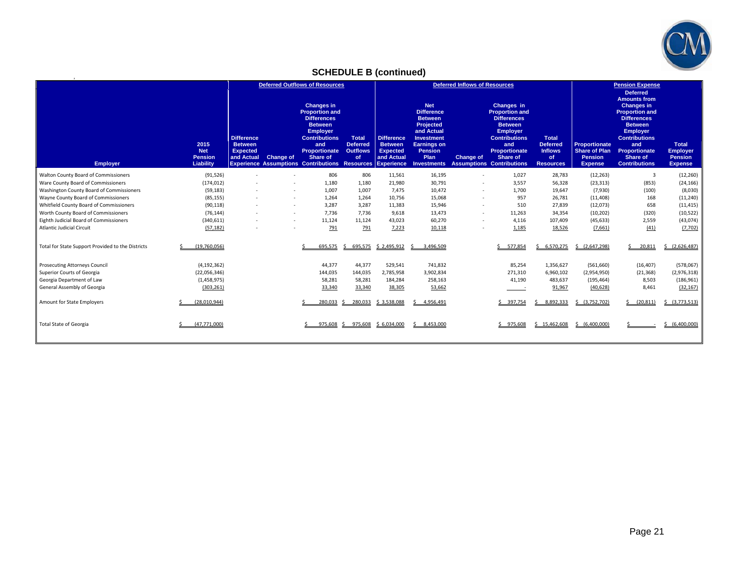## SCHEDULE B (continued)

| Employer | 2015 Net Pension Liability | Deferred Outflows of Resources: Difference Between Expected and Actual Experience | Deferred Outflows of Resources: Change of Assumptions | Deferred Outflows of Resources: Changes in Proportion and Differences Between Employer Contributions and Proportionate Share of Contributions | Deferred Outflows of Resources: Total Deferred Outflows of Resources | Deferred Inflows of Resources: Difference Between Expected and Actual Experience | Deferred Inflows of Resources: Net Difference Between Projected and Actual Investment Earnings on Pension Plan Investments | Deferred Inflows of Resources: Change of Assumptions | Deferred Inflows of Resources: Changes in Proportion and Differences Between Employer Contributions and Proportionate Share of Contributions | Deferred Inflows of Resources: Total Deferred Inflows of Resources | Pension Expense: Proportionate Share of Plan Pension Expense | Pension Expense: Deferred Amounts from Changes in Proportion and Differences Between Employer Contributions and Proportionate Share of Contributions | Pension Expense: Total Employer Pension Expense |
|---|---|---|---|---|---|---|---|---|---|---|---|---|---|
| Walton County Board of Commissioners | (91,526) | - | - | 806 | 806 | 11,561 | 16,195 | - | 1,027 | 28,783 | (12,263) | 3 | (12,260) |
| Ware County Board of Commissioners | (174,012) | - | - | 1,180 | 1,180 | 21,980 | 30,791 | - | 3,557 | 56,328 | (23,313) | (853) | (24,166) |
| Washington County Board of Commissioners | (59,183) | - | - | 1,007 | 1,007 | 7,475 | 10,472 | - | 1,700 | 19,647 | (7,930) | (100) | (8,030) |
| Wayne County Board of Commissioners | (85,155) | - | - | 1,264 | 1,264 | 10,756 | 15,068 | - | 957 | 26,781 | (11,408) | 168 | (11,240) |
| Whitfield County Board of Commissioners | (90,118) | - | - | 3,287 | 3,287 | 11,383 | 15,946 | - | 510 | 27,839 | (12,073) | 658 | (11,415) |
| Worth County Board of Commissioners | (76,144) | - | - | 7,736 | 7,736 | 9,618 | 13,473 | - | 11,263 | 34,354 | (10,202) | (320) | (10,522) |
| Eighth Judicial Board of Commissioners | (340,611) | - | - | 11,124 | 11,124 | 43,023 | 60,270 | - | 4,116 | 107,409 | (45,633) | 2,559 | (43,074) |
| Atlantic Judicial Circuit | (57,182) | - | - | 791 | 791 | 7,223 | 10,118 | - | 1,185 | 18,526 | (7,661) | (41) | (7,702) |
| Total for State Support Provided to the Districts | $ (19,760,056) | | | $ 695,575 | $ 695,575 | $ 2,495,912 | $ 3,496,509 | | $ 577,854 | $ 6,570,275 | $ (2,647,298) | $ 20,811 | $ (2,626,487) |
| Prosecuting Attorneys Council | (4,192,362) | | | 44,377 | 44,377 | 529,541 | 741,832 | | 85,254 | 1,356,627 | (561,660) | (16,407) | (578,067) |
| Superior Courts of Georgia | (22,056,346) | | | 144,035 | 144,035 | 2,785,958 | 3,902,834 | | 271,310 | 6,960,102 | (2,954,950) | (21,368) | (2,976,318) |
| Georgia Department of Law | (1,458,975) | | | 58,281 | 58,281 | 184,284 | 258,163 | | 41,190 | 483,637 | (195,464) | 8,503 | (186,961) |
| General Assembly of Georgia | (303,261) | | | 33,340 | 33,340 | 38,305 | 53,662 | | - | 91,967 | (40,628) | 8,461 | (32,167) |
| Amount for State Employers | $ (28,010,944) | | | $ 280,033 | $ 280,033 | $ 3,538,088 | $ 4,956,491 | | $ 397,754 | $ 8,892,333 | $ (3,752,702) | $ (20,811) | $ (3,773,513) |
| Total State of Georgia | $ (47,771,000) | | | $ 975,608 | $ 975,608 | $ 6,034,000 | $ 8,453,000 | | $ 975,608 | $ 15,462,608 | $ (6,400,000) | $ - | $ (6,400,000) |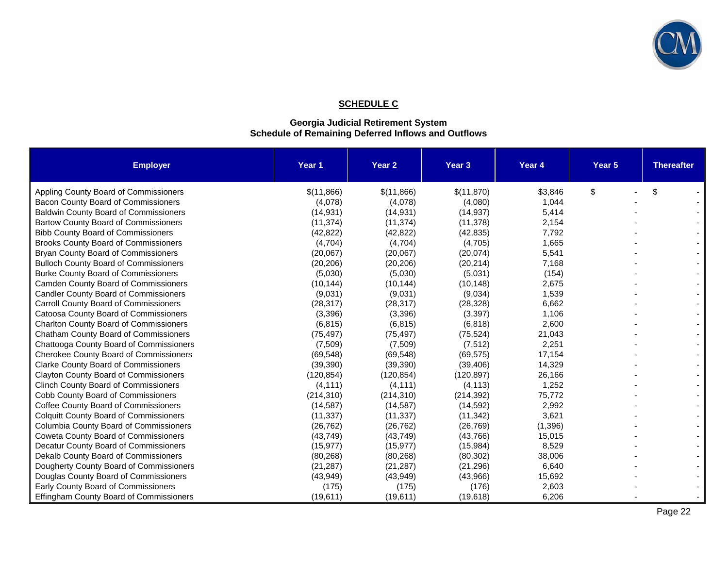## SCHEDULE C

### Georgia Judicial Retirement System
### Schedule of Remaining Deferred Inflows and Outflows

| Employer | Year 1 | Year 2 | Year 3 | Year 4 | Year 5 | Thereafter |
|---|---|---|---|---|---|---|
| Appling County Board of Commissioners | $(11,866) | $(11,866) | $(11,870) | $3,846 | $ - | $ - |
| Bacon County Board of Commissioners | (4,078) | (4,078) | (4,080) | 1,044 | - | - |
| Baldwin County Board of Commissioners | (14,931) | (14,931) | (14,937) | 5,414 | - | - |
| Bartow County Board of Commissioners | (11,374) | (11,374) | (11,378) | 2,154 | - | - |
| Bibb County Board of Commissioners | (42,822) | (42,822) | (42,835) | 7,792 | - | - |
| Brooks County Board of Commissioners | (4,704) | (4,704) | (4,705) | 1,665 | - | - |
| Bryan County Board of Commissioners | (20,067) | (20,067) | (20,074) | 5,541 | - | - |
| Bulloch County Board of Commissioners | (20,206) | (20,206) | (20,214) | 7,168 | - | - |
| Burke County Board of Commissioners | (5,030) | (5,030) | (5,031) | (154) | - | - |
| Camden County Board of Commissioners | (10,144) | (10,144) | (10,148) | 2,675 | - | - |
| Candler County Board of Commissioners | (9,031) | (9,031) | (9,034) | 1,539 | - | - |
| Carroll County Board of Commissioners | (28,317) | (28,317) | (28,328) | 6,662 | - | - |
| Catoosa County Board of Commissioners | (3,396) | (3,396) | (3,397) | 1,106 | - | - |
| Charlton County Board of Commissioners | (6,815) | (6,815) | (6,818) | 2,600 | - | - |
| Chatham County Board of Commissioners | (75,497) | (75,497) | (75,524) | 21,043 | - | - |
| Chattooga County Board of Commissioners | (7,509) | (7,509) | (7,512) | 2,251 | - | - |
| Cherokee County Board of Commissioners | (69,548) | (69,548) | (69,575) | 17,154 | - | - |
| Clarke County Board of Commissioners | (39,390) | (39,390) | (39,406) | 14,329 | - | - |
| Clayton County Board of Commissioners | (120,854) | (120,854) | (120,897) | 26,166 | - | - |
| Clinch County Board of Commissioners | (4,111) | (4,111) | (4,113) | 1,252 | - | - |
| Cobb County Board of Commissioners | (214,310) | (214,310) | (214,392) | 75,772 | - | - |
| Coffee County Board of Commissioners | (14,587) | (14,587) | (14,592) | 2,992 | - | - |
| Colquitt County Board of Commissioners | (11,337) | (11,337) | (11,342) | 3,621 | - | - |
| Columbia County Board of Commissioners | (26,762) | (26,762) | (26,769) | (1,396) | - | - |
| Coweta County Board of Commissioners | (43,749) | (43,749) | (43,766) | 15,015 | - | - |
| Decatur County Board of Commissioners | (15,977) | (15,977) | (15,984) | 8,529 | - | - |
| Dekalb County Board of Commissioners | (80,268) | (80,268) | (80,302) | 38,006 | - | - |
| Dougherty County Board of Commissioners | (21,287) | (21,287) | (21,296) | 6,640 | - | - |
| Douglas County Board of Commissioners | (43,949) | (43,949) | (43,966) | 15,692 | - | - |
| Early County Board of Commissioners | (175) | (175) | (176) | 2,603 | - | - |
| Effingham County Board of Commissioners | (19,611) | (19,611) | (19,618) | 6,206 | - | - |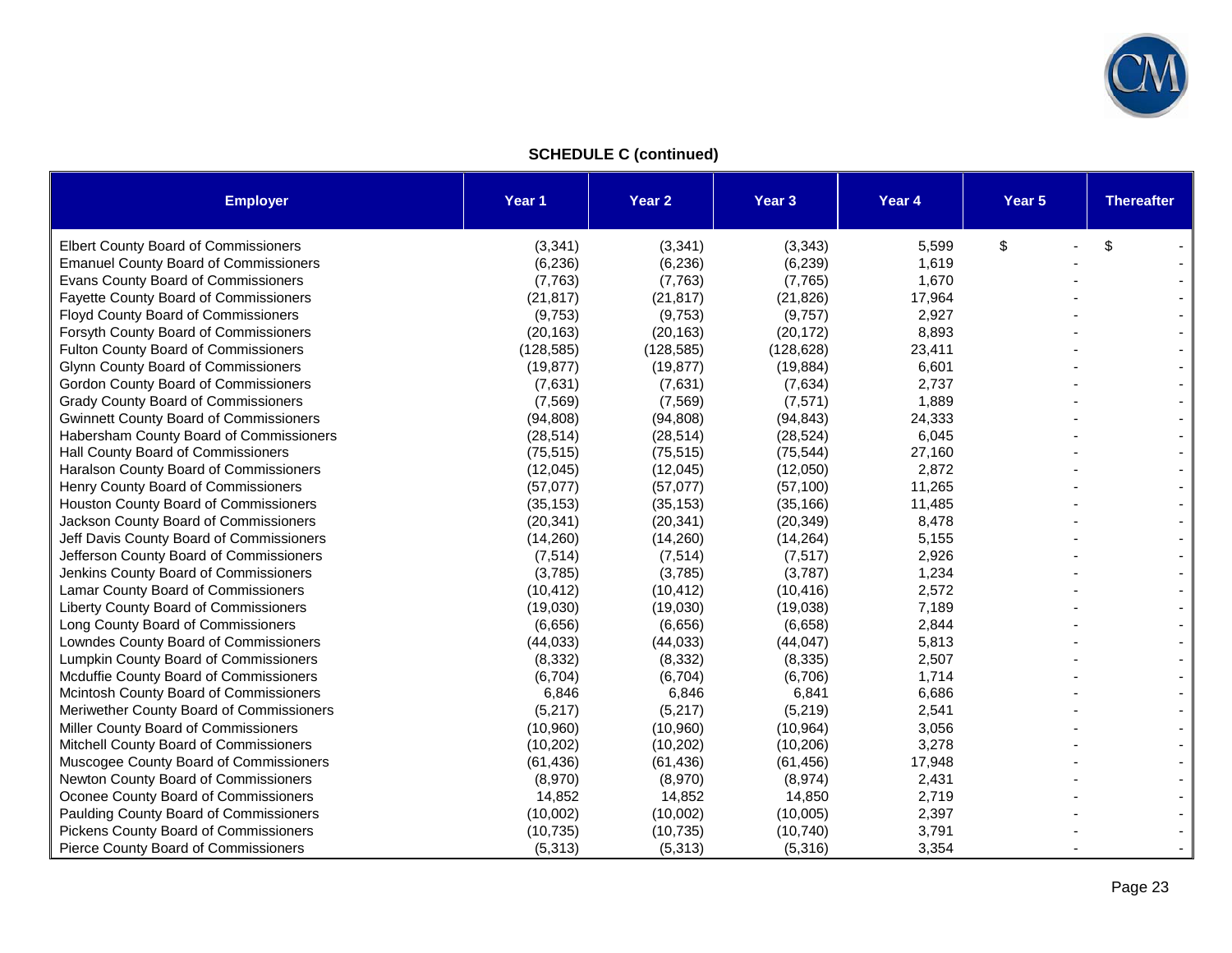## SCHEDULE C (continued)

| Employer | Year 1 | Year 2 | Year 3 | Year 4 | Year 5 | Thereafter |
|---|---|---|---|---|---|---|
| Elbert County Board of Commissioners | (3,341) | (3,341) | (3,343) | 5,599 | $ - | $ - |
| Emanuel County Board of Commissioners | (6,236) | (6,236) | (6,239) | 1,619 | - | - |
| Evans County Board of Commissioners | (7,763) | (7,763) | (7,765) | 1,670 | - | - |
| Fayette County Board of Commissioners | (21,817) | (21,817) | (21,826) | 17,964 | - | - |
| Floyd County Board of Commissioners | (9,753) | (9,753) | (9,757) | 2,927 | - | - |
| Forsyth County Board of Commissioners | (20,163) | (20,163) | (20,172) | 8,893 | - | - |
| Fulton County Board of Commissioners | (128,585) | (128,585) | (128,628) | 23,411 | - | - |
| Glynn County Board of Commissioners | (19,877) | (19,877) | (19,884) | 6,601 | - | - |
| Gordon County Board of Commissioners | (7,631) | (7,631) | (7,634) | 2,737 | - | - |
| Grady County Board of Commissioners | (7,569) | (7,569) | (7,571) | 1,889 | - | - |
| Gwinnett County Board of Commissioners | (94,808) | (94,808) | (94,843) | 24,333 | - | - |
| Habersham County Board of Commissioners | (28,514) | (28,514) | (28,524) | 6,045 | - | - |
| Hall County Board of Commissioners | (75,515) | (75,515) | (75,544) | 27,160 | - | - |
| Haralson County Board of Commissioners | (12,045) | (12,045) | (12,050) | 2,872 | - | - |
| Henry County Board of Commissioners | (57,077) | (57,077) | (57,100) | 11,265 | - | - |
| Houston County Board of Commissioners | (35,153) | (35,153) | (35,166) | 11,485 | - | - |
| Jackson County Board of Commissioners | (20,341) | (20,341) | (20,349) | 8,478 | - | - |
| Jeff Davis County Board of Commissioners | (14,260) | (14,260) | (14,264) | 5,155 | - | - |
| Jefferson County Board of Commissioners | (7,514) | (7,514) | (7,517) | 2,926 | - | - |
| Jenkins County Board of Commissioners | (3,785) | (3,785) | (3,787) | 1,234 | - | - |
| Lamar County Board of Commissioners | (10,412) | (10,412) | (10,416) | 2,572 | - | - |
| Liberty County Board of Commissioners | (19,030) | (19,030) | (19,038) | 7,189 | - | - |
| Long County Board of Commissioners | (6,656) | (6,656) | (6,658) | 2,844 | - | - |
| Lowndes County Board of Commissioners | (44,033) | (44,033) | (44,047) | 5,813 | - | - |
| Lumpkin County Board of Commissioners | (8,332) | (8,332) | (8,335) | 2,507 | - | - |
| Mcduffie County Board of Commissioners | (6,704) | (6,704) | (6,706) | 1,714 | - | - |
| Mcintosh County Board of Commissioners | 6,846 | 6,846 | 6,841 | 6,686 | - | - |
| Meriwether County Board of Commissioners | (5,217) | (5,217) | (5,219) | 2,541 | - | - |
| Miller County Board of Commissioners | (10,960) | (10,960) | (10,964) | 3,056 | - | - |
| Mitchell County Board of Commissioners | (10,202) | (10,202) | (10,206) | 3,278 | - | - |
| Muscogee County Board of Commissioners | (61,436) | (61,436) | (61,456) | 17,948 | - | - |
| Newton County Board of Commissioners | (8,970) | (8,970) | (8,974) | 2,431 | - | - |
| Oconee County Board of Commissioners | 14,852 | 14,852 | 14,850 | 2,719 | - | - |
| Paulding County Board of Commissioners | (10,002) | (10,002) | (10,005) | 2,397 | - | - |
| Pickens County Board of Commissioners | (10,735) | (10,735) | (10,740) | 3,791 | - | - |
| Pierce County Board of Commissioners | (5,313) | (5,313) | (5,316) | 3,354 | - | - |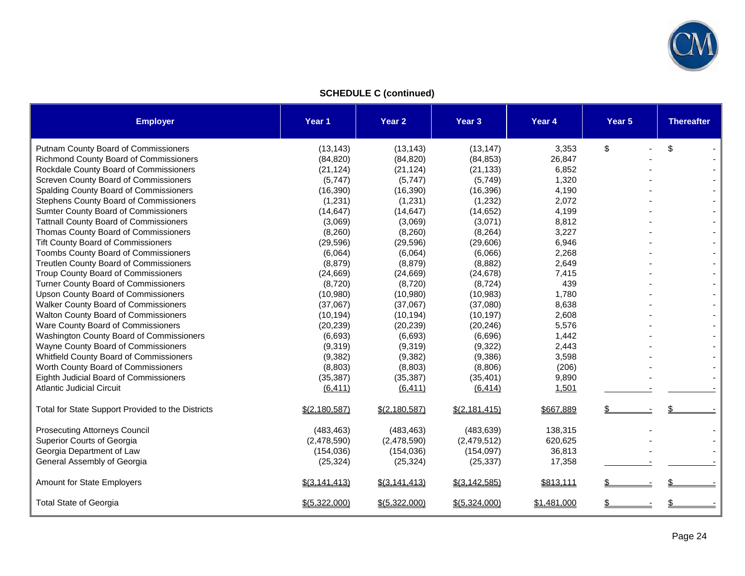**SCHEDULE C (continued)**

| Employer | Year 1 | Year 2 | Year 3 | Year 4 | Year 5 | Thereafter |
|---|---|---|---|---|---|---|
| Putnam County Board of Commissioners | (13,143) | (13,143) | (13,147) | 3,353 | $ - | $ - |
| Richmond County Board of Commissioners | (84,820) | (84,820) | (84,853) | 26,847 | - | - |
| Rockdale County Board of Commissioners | (21,124) | (21,124) | (21,133) | 6,852 | - | - |
| Screven County Board of Commissioners | (5,747) | (5,747) | (5,749) | 1,320 | - | - |
| Spalding County Board of Commissioners | (16,390) | (16,390) | (16,396) | 4,190 | - | - |
| Stephens County Board of Commissioners | (1,231) | (1,231) | (1,232) | 2,072 | - | - |
| Sumter County Board of Commissioners | (14,647) | (14,647) | (14,652) | 4,199 | - | - |
| Tattnall County Board of Commissioners | (3,069) | (3,069) | (3,071) | 8,812 | - | - |
| Thomas County Board of Commissioners | (8,260) | (8,260) | (8,264) | 3,227 | - | - |
| Tift County Board of Commissioners | (29,596) | (29,596) | (29,606) | 6,946 | - | - |
| Toombs County Board of Commissioners | (6,064) | (6,064) | (6,066) | 2,268 | - | - |
| Treutlen County Board of Commissioners | (8,879) | (8,879) | (8,882) | 2,649 | - | - |
| Troup County Board of Commissioners | (24,669) | (24,669) | (24,678) | 7,415 | - | - |
| Turner County Board of Commissioners | (8,720) | (8,720) | (8,724) | 439 | - | - |
| Upson County Board of Commissioners | (10,980) | (10,980) | (10,983) | 1,780 | - | - |
| Walker County Board of Commissioners | (37,067) | (37,067) | (37,080) | 8,638 | - | - |
| Walton County Board of Commissioners | (10,194) | (10,194) | (10,197) | 2,608 | - | - |
| Ware County Board of Commissioners | (20,239) | (20,239) | (20,246) | 5,576 | - | - |
| Washington County Board of Commissioners | (6,693) | (6,693) | (6,696) | 1,442 | - | - |
| Wayne County Board of Commissioners | (9,319) | (9,319) | (9,322) | 2,443 | - | - |
| Whitfield County Board of Commissioners | (9,382) | (9,382) | (9,386) | 3,598 | - | - |
| Worth County Board of Commissioners | (8,803) | (8,803) | (8,806) | (206) | - | - |
| Eighth Judicial Board of Commissioners | (35,387) | (35,387) | (35,401) | 9,890 | - | - |
| Atlantic Judicial Circuit | (6,411) | (6,411) | (6,414) | 1,501 | - | - |
| Total for State Support Provided to the Districts | $(2,180,587) | $(2,180,587) | $(2,181,415) | $667,889 | $ - | $ - |
| Prosecuting Attorneys Council | (483,463) | (483,463) | (483,639) | 138,315 | - | - |
| Superior Courts of Georgia | (2,478,590) | (2,478,590) | (2,479,512) | 620,625 | - | - |
| Georgia Department of Law | (154,036) | (154,036) | (154,097) | 36,813 | - | - |
| General Assembly of Georgia | (25,324) | (25,324) | (25,337) | 17,358 | - | - |
| Amount for State Employers | $(3,141,413) | $(3,141,413) | $(3,142,585) | $813,111 | $ - | $ - |
| Total State of Georgia | $(5,322,000) | $(5,322,000) | $(5,324,000) | $1,481,000 | $ - | $ - |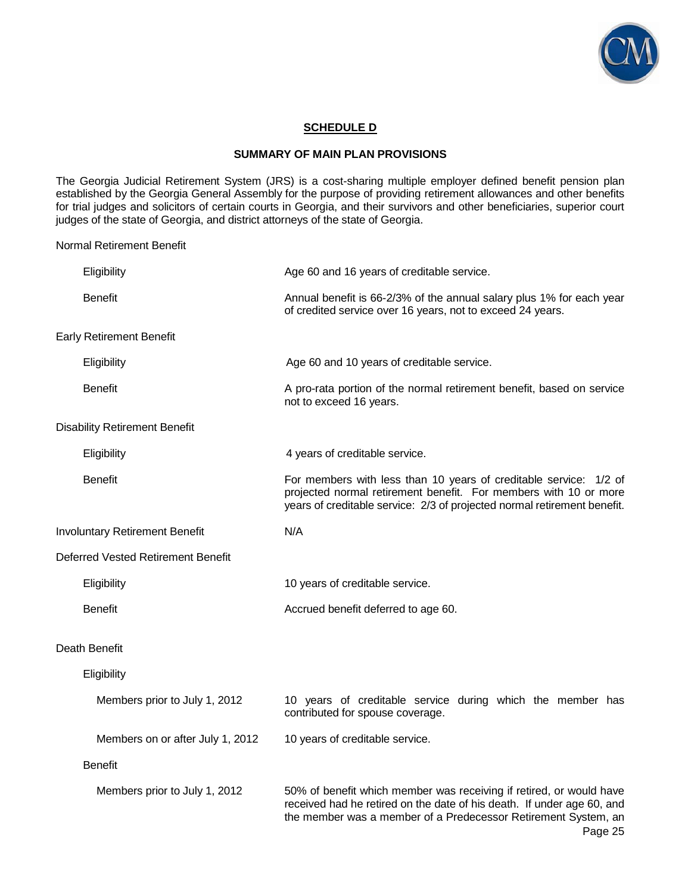## SCHEDULE D

### SUMMARY OF MAIN PLAN PROVISIONS

The Georgia Judicial Retirement System (JRS) is a cost-sharing multiple employer defined benefit pension plan established by the Georgia General Assembly for the purpose of providing retirement allowances and other benefits for trial judges and solicitors of certain courts in Georgia, and their survivors and other beneficiaries, superior court judges of the state of Georgia, and district attorneys of the state of Georgia.

Normal Retirement Benefit

| | |
|---|---|
| Eligibility | Age 60 and 16 years of creditable service. |
| Benefit | Annual benefit is 66-2/3% of the annual salary plus 1% for each year of credited service over 16 years, not to exceed 24 years. |

Early Retirement Benefit

| | |
|---|---|
| Eligibility | Age 60 and 10 years of creditable service. |
| Benefit | A pro-rata portion of the normal retirement benefit, based on service not to exceed 16 years. |

Disability Retirement Benefit

| | |
|---|---|
| Eligibility | 4 years of creditable service. |
| Benefit | For members with less than 10 years of creditable service: 1/2 of projected normal retirement benefit. For members with 10 or more years of creditable service: 2/3 of projected normal retirement benefit. |

Involuntary Retirement Benefit — N/A

Deferred Vested Retirement Benefit

| | |
|---|---|
| Eligibility | 10 years of creditable service. |
| Benefit | Accrued benefit deferred to age 60. |

Death Benefit

Eligibility

| | |
|---|---|
| Members prior to July 1, 2012 | 10 years of creditable service during which the member has contributed for spouse coverage. |
| Members on or after July 1, 2012 | 10 years of creditable service. |

Benefit

| | |
|---|---|
| Members prior to July 1, 2012 | 50% of benefit which member was receiving if retired, or would have received had he retired on the date of his death. If under age 60, and the member was a member of a Predecessor Retirement System, an |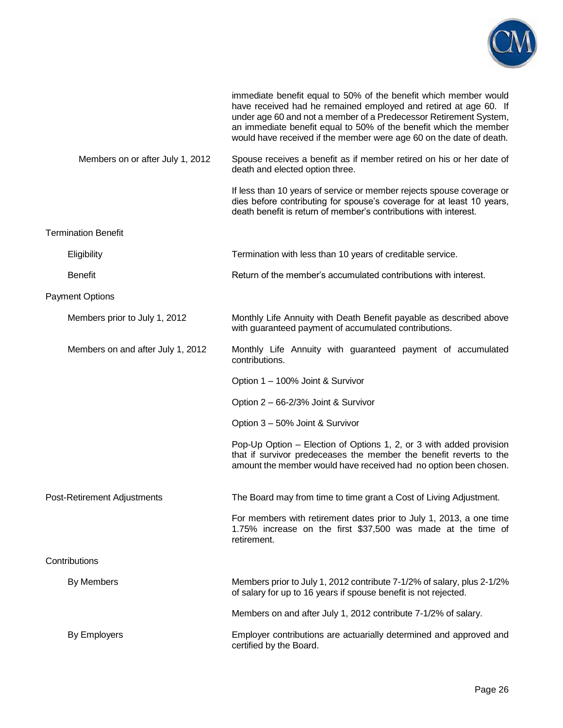immediate benefit equal to 50% of the benefit which member would have received had he remained employed and retired at age 60. If under age 60 and not a member of a Predecessor Retirement System, an immediate benefit equal to 50% of the benefit which the member would have received if the member were age 60 on the date of death.

| | |
|---|---|
| Members on or after July 1, 2012 | Spouse receives a benefit as if member retired on his or her date of death and elected option three. |
| | If less than 10 years of service or member rejects spouse coverage or dies before contributing for spouse's coverage for at least 10 years, death benefit is return of member's contributions with interest. |

**Termination Benefit**

| | |
|---|---|
| Eligibility | Termination with less than 10 years of creditable service. |
| Benefit | Return of the member's accumulated contributions with interest. |

**Payment Options**

| | |
|---|---|
| Members prior to July 1, 2012 | Monthly Life Annuity with Death Benefit payable as described above with guaranteed payment of accumulated contributions. |
| Members on and after July 1, 2012 | Monthly Life Annuity with guaranteed payment of accumulated contributions. |
| | Option 1 – 100% Joint & Survivor |
| | Option 2 – 66-2/3% Joint & Survivor |
| | Option 3 – 50% Joint & Survivor |
| | Pop-Up Option – Election of Options 1, 2, or 3 with added provision that if survivor predeceases the member the benefit reverts to the amount the member would have received had no option been chosen. |

| | |
|---|---|
| **Post-Retirement Adjustments** | The Board may from time to time grant a Cost of Living Adjustment. |
| | For members with retirement dates prior to July 1, 2013, a one time 1.75% increase on the first $37,500 was made at the time of retirement. |

**Contributions**

| | |
|---|---|
| By Members | Members prior to July 1, 2012 contribute 7-1/2% of salary, plus 2-1/2% of salary for up to 16 years if spouse benefit is not rejected. |
| | Members on and after July 1, 2012 contribute 7-1/2% of salary. |
| By Employers | Employer contributions are actuarially determined and approved and certified by the Board. |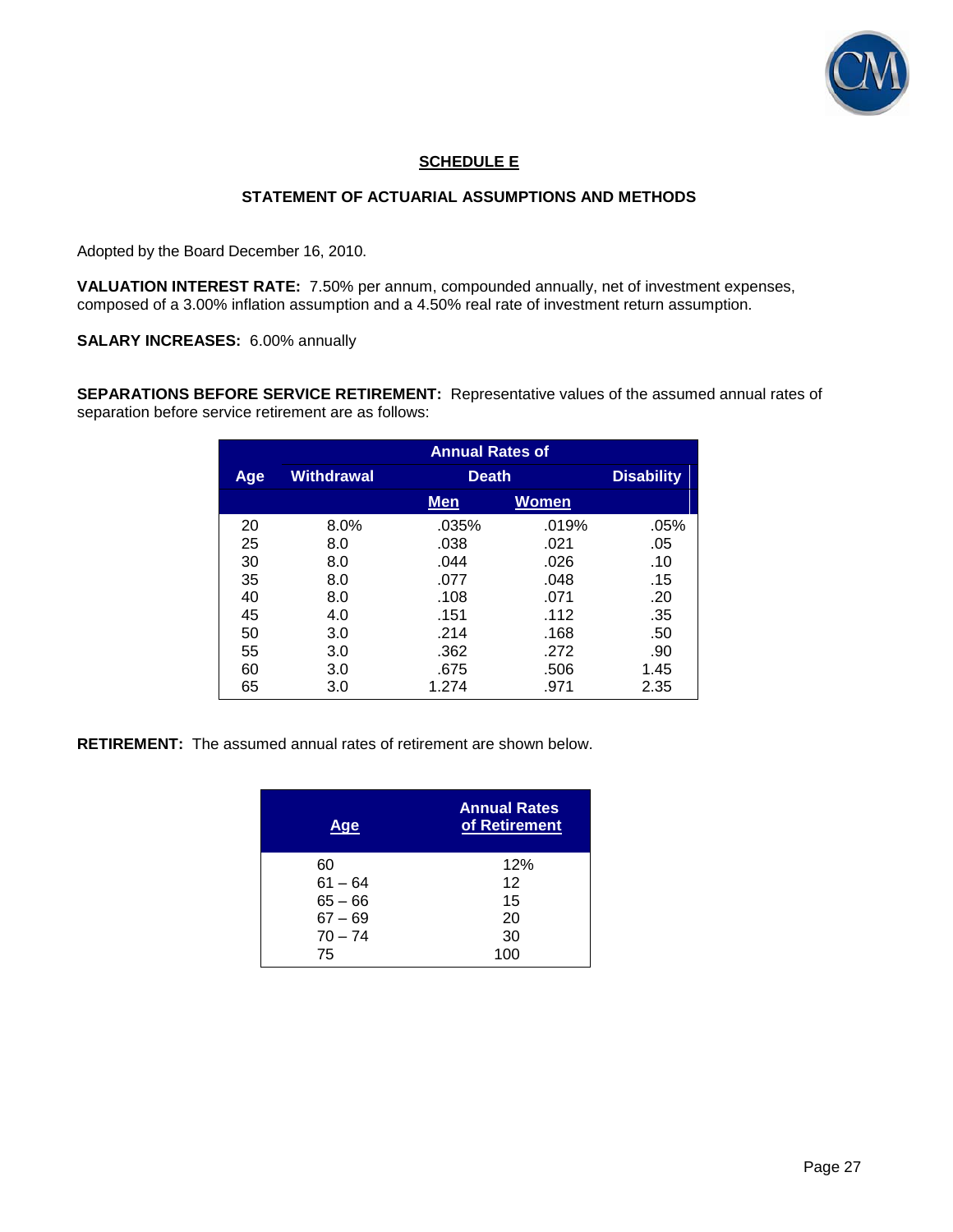## SCHEDULE E

### STATEMENT OF ACTUARIAL ASSUMPTIONS AND METHODS

Adopted by the Board December 16, 2010.

**VALUATION INTEREST RATE:** 7.50% per annum, compounded annually, net of investment expenses, composed of a 3.00% inflation assumption and a 4.50% real rate of investment return assumption.

**SALARY INCREASES:** 6.00% annually

**SEPARATIONS BEFORE SERVICE RETIREMENT:** Representative values of the assumed annual rates of separation before service retirement are as follows:

| | Annual Rates of | | | |
|---|---|---|---|---|
| Age | Withdrawal | Death | | Disability |
| | | Men | Women | |
| 20 | 8.0% | .035% | .019% | .05% |
| 25 | 8.0 | .038 | .021 | .05 |
| 30 | 8.0 | .044 | .026 | .10 |
| 35 | 8.0 | .077 | .048 | .15 |
| 40 | 8.0 | .108 | .071 | .20 |
| 45 | 4.0 | .151 | .112 | .35 |
| 50 | 3.0 | .214 | .168 | .50 |
| 55 | 3.0 | .362 | .272 | .90 |
| 60 | 3.0 | .675 | .506 | 1.45 |
| 65 | 3.0 | 1.274 | .971 | 2.35 |

**RETIREMENT:** The assumed annual rates of retirement are shown below.

| Age | Annual Rates of Retirement |
|---|---|
| 60 | 12% |
| 61 – 64 | 12 |
| 65 – 66 | 15 |
| 67 – 69 | 20 |
| 70 – 74 | 30 |
| 75 | 100 |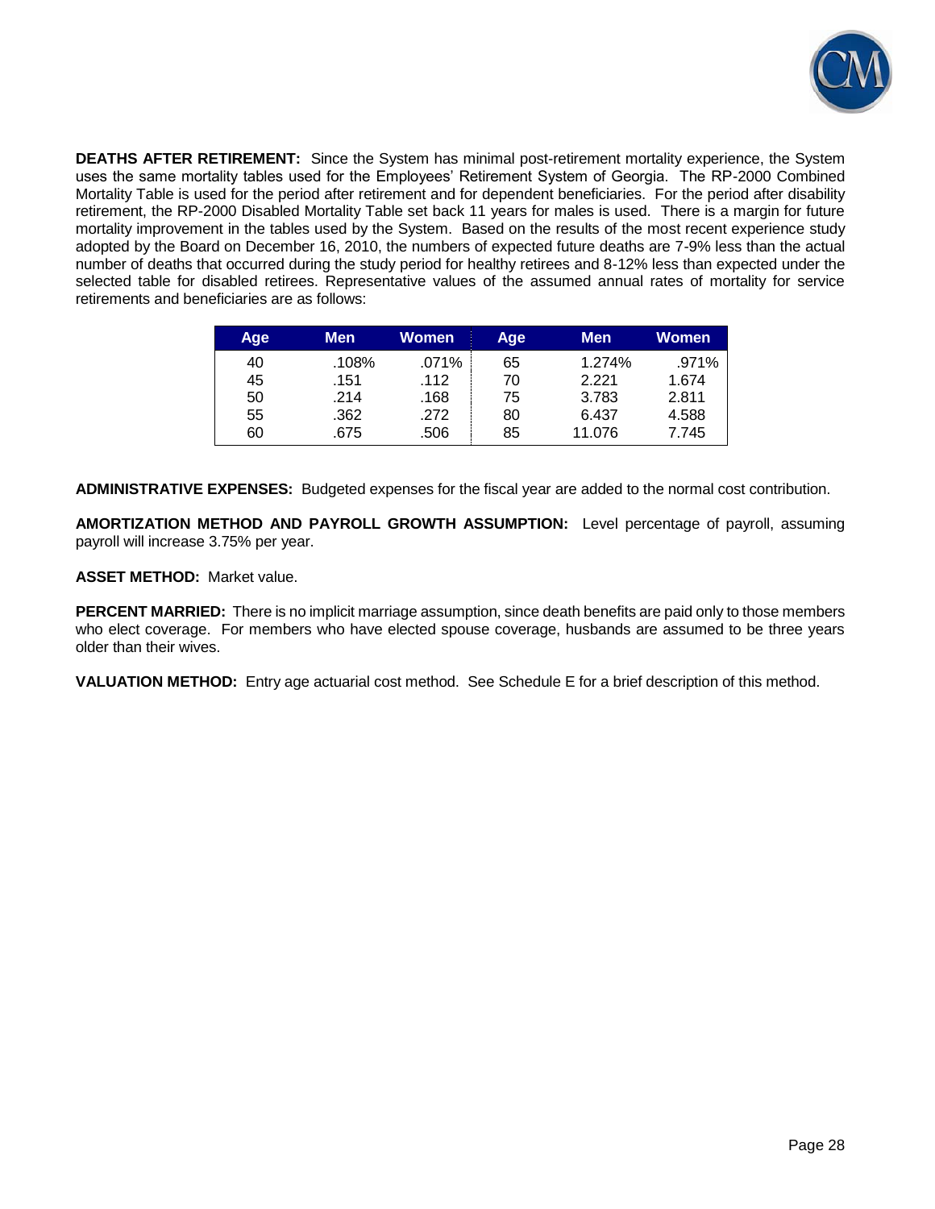**DEATHS AFTER RETIREMENT:** Since the System has minimal post-retirement mortality experience, the System uses the same mortality tables used for the Employees' Retirement System of Georgia. The RP-2000 Combined Mortality Table is used for the period after retirement and for dependent beneficiaries. For the period after disability retirement, the RP-2000 Disabled Mortality Table set back 11 years for males is used. There is a margin for future mortality improvement in the tables used by the System. Based on the results of the most recent experience study adopted by the Board on December 16, 2010, the numbers of expected future deaths are 7-9% less than the actual number of deaths that occurred during the study period for healthy retirees and 8-12% less than expected under the selected table for disabled retirees. Representative values of the assumed annual rates of mortality for service retirements and beneficiaries are as follows:

| Age | Men | Women | Age | Men | Women |
|---|---|---|---|---|---|
| 40 | .108% | .071% | 65 | 1.274% | .971% |
| 45 | .151 | .112 | 70 | 2.221 | 1.674 |
| 50 | .214 | .168 | 75 | 3.783 | 2.811 |
| 55 | .362 | .272 | 80 | 6.437 | 4.588 |
| 60 | .675 | .506 | 85 | 11.076 | 7.745 |

**ADMINISTRATIVE EXPENSES:** Budgeted expenses for the fiscal year are added to the normal cost contribution.

**AMORTIZATION METHOD AND PAYROLL GROWTH ASSUMPTION:** Level percentage of payroll, assuming payroll will increase 3.75% per year.

**ASSET METHOD:** Market value.

**PERCENT MARRIED:** There is no implicit marriage assumption, since death benefits are paid only to those members who elect coverage. For members who have elected spouse coverage, husbands are assumed to be three years older than their wives.

**VALUATION METHOD:** Entry age actuarial cost method. See Schedule E for a brief description of this method.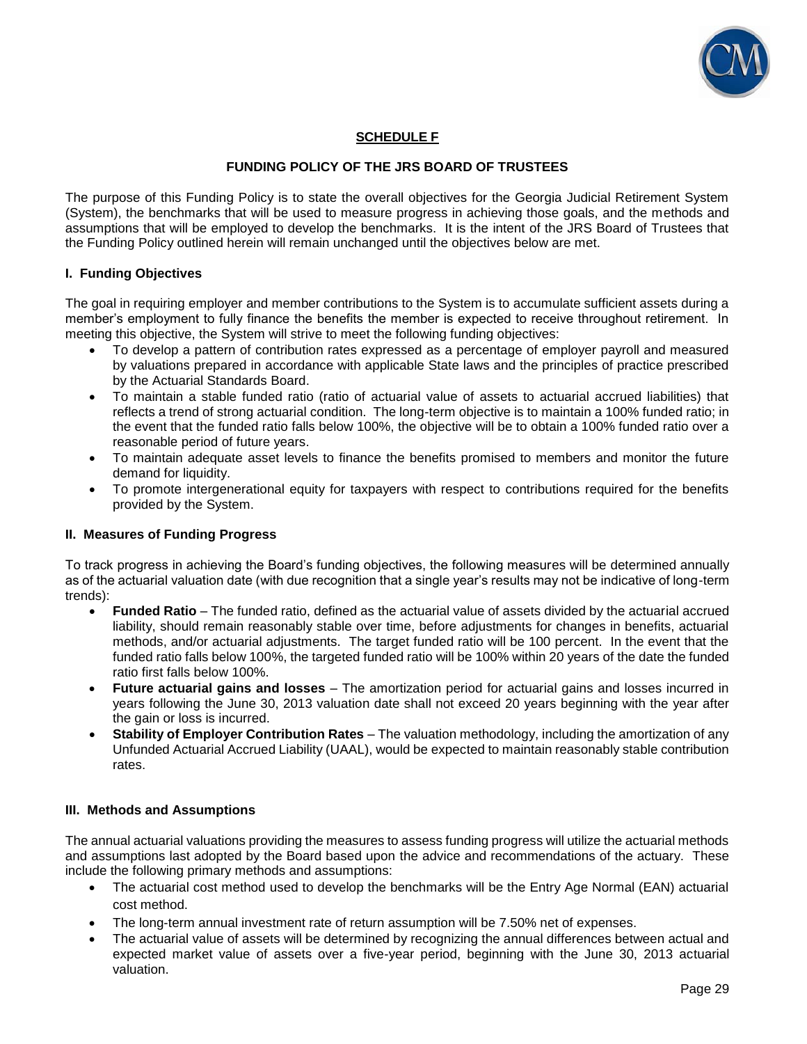**SCHEDULE F**

**FUNDING POLICY OF THE JRS BOARD OF TRUSTEES**

The purpose of this Funding Policy is to state the overall objectives for the Georgia Judicial Retirement System (System), the benchmarks that will be used to measure progress in achieving those goals, and the methods and assumptions that will be employed to develop the benchmarks. It is the intent of the JRS Board of Trustees that the Funding Policy outlined herein will remain unchanged until the objectives below are met.

### I. Funding Objectives

The goal in requiring employer and member contributions to the System is to accumulate sufficient assets during a member's employment to fully finance the benefits the member is expected to receive throughout retirement. In meeting this objective, the System will strive to meet the following funding objectives:

- To develop a pattern of contribution rates expressed as a percentage of employer payroll and measured by valuations prepared in accordance with applicable State laws and the principles of practice prescribed by the Actuarial Standards Board.
- To maintain a stable funded ratio (ratio of actuarial value of assets to actuarial accrued liabilities) that reflects a trend of strong actuarial condition. The long-term objective is to maintain a 100% funded ratio; in the event that the funded ratio falls below 100%, the objective will be to obtain a 100% funded ratio over a reasonable period of future years.
- To maintain adequate asset levels to finance the benefits promised to members and monitor the future demand for liquidity.
- To promote intergenerational equity for taxpayers with respect to contributions required for the benefits provided by the System.

### II. Measures of Funding Progress

To track progress in achieving the Board's funding objectives, the following measures will be determined annually as of the actuarial valuation date (with due recognition that a single year's results may not be indicative of long-term trends):

- **Funded Ratio** – The funded ratio, defined as the actuarial value of assets divided by the actuarial accrued liability, should remain reasonably stable over time, before adjustments for changes in benefits, actuarial methods, and/or actuarial adjustments. The target funded ratio will be 100 percent. In the event that the funded ratio falls below 100%, the targeted funded ratio will be 100% within 20 years of the date the funded ratio first falls below 100%.
- **Future actuarial gains and losses** – The amortization period for actuarial gains and losses incurred in years following the June 30, 2013 valuation date shall not exceed 20 years beginning with the year after the gain or loss is incurred.
- **Stability of Employer Contribution Rates** – The valuation methodology, including the amortization of any Unfunded Actuarial Accrued Liability (UAAL), would be expected to maintain reasonably stable contribution rates.

### III. Methods and Assumptions

The annual actuarial valuations providing the measures to assess funding progress will utilize the actuarial methods and assumptions last adopted by the Board based upon the advice and recommendations of the actuary. These include the following primary methods and assumptions:

- The actuarial cost method used to develop the benchmarks will be the Entry Age Normal (EAN) actuarial cost method.
- The long-term annual investment rate of return assumption will be 7.50% net of expenses.
- The actuarial value of assets will be determined by recognizing the annual differences between actual and expected market value of assets over a five-year period, beginning with the June 30, 2013 actuarial valuation.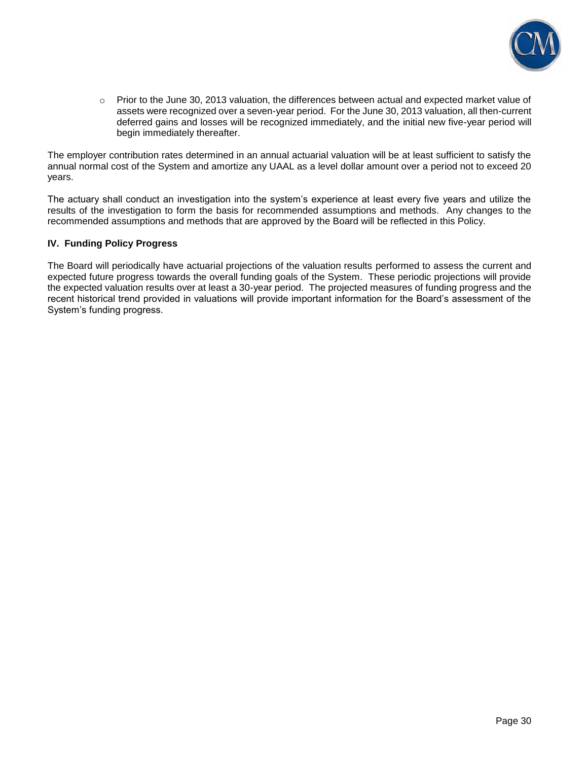- Prior to the June 30, 2013 valuation, the differences between actual and expected market value of assets were recognized over a seven-year period. For the June 30, 2013 valuation, all then-current deferred gains and losses will be recognized immediately, and the initial new five-year period will begin immediately thereafter.

The employer contribution rates determined in an annual actuarial valuation will be at least sufficient to satisfy the annual normal cost of the System and amortize any UAAL as a level dollar amount over a period not to exceed 20 years.

The actuary shall conduct an investigation into the system's experience at least every five years and utilize the results of the investigation to form the basis for recommended assumptions and methods. Any changes to the recommended assumptions and methods that are approved by the Board will be reflected in this Policy.

### IV. Funding Policy Progress

The Board will periodically have actuarial projections of the valuation results performed to assess the current and expected future progress towards the overall funding goals of the System. These periodic projections will provide the expected valuation results over at least a 30-year period. The projected measures of funding progress and the recent historical trend provided in valuations will provide important information for the Board's assessment of the System's funding progress.